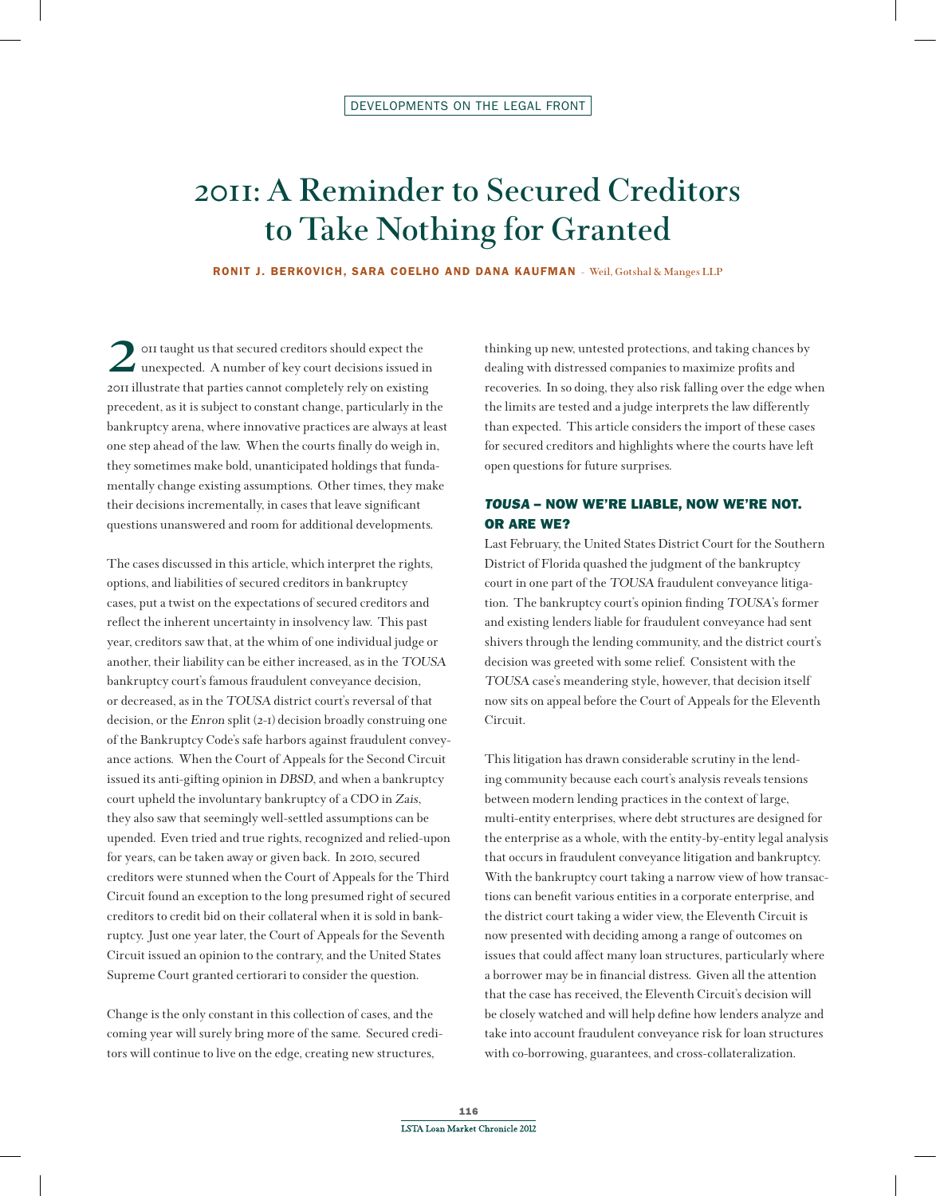DEVELOPMENTS ON THE LEGAL FRONT

# 2011: A Reminder to Secured Creditors to Take Nothing for Granted

**RONIT J. BERKOVICH, SARA COELHO AND DANA KAUFMAN** - Weil, Gotshal & Manges LLP

2011 taught us that secured creditors should expect the unexpected. A number of key court decisions issued in 2011 illustrate that parties cannot completely rely on existing precedent, as it is subject to constant change, particularly in the bankruptcy arena, where innovative practices are always at least one step ahead of the law. When the courts finally do weigh in, they sometimes make bold, unanticipated holdings that fundamentally change existing assumptions. Other times, they make their decisions incrementally, in cases that leave significant questions unanswered and room for additional developments.

The cases discussed in this article, which interpret the rights, options, and liabilities of secured creditors in bankruptcy cases, put a twist on the expectations of secured creditors and reflect the inherent uncertainty in insolvency law. This past year, creditors saw that, at the whim of one individual judge or another, their liability can be either increased, as in the *TOUSA* bankruptcy court's famous fraudulent conveyance decision, or decreased, as in the *TOUSA* district court's reversal of that decision, or the *Enron* split (2-1) decision broadly construing one of the Bankruptcy Code's safe harbors against fraudulent conveyance actions. When the Court of Appeals for the Second Circuit issued its anti-gifting opinion in *DBSD*, and when a bankruptcy court upheld the involuntary bankruptcy of a CDO in *Zais*, they also saw that seemingly well-settled assumptions can be upended. Even tried and true rights, recognized and relied-upon for years, can be taken away or given back. In 2010, secured creditors were stunned when the Court of Appeals for the Third Circuit found an exception to the long presumed right of secured creditors to credit bid on their collateral when it is sold in bankruptcy. Just one year later, the Court of Appeals for the Seventh Circuit issued an opinion to the contrary, and the United States Supreme Court granted certiorari to consider the question.

Change is the only constant in this collection of cases, and the coming year will surely bring more of the same. Secured creditors will continue to live on the edge, creating new structures, thinking up new, untested protections, and taking chances by dealing with distressed companies to maximize profits and recoveries. In so doing, they also risk falling over the edge when the limits are tested and a judge interprets the law differently than expected. This article considers the import of these cases for secured creditors and highlights where the courts have left open questions for future surprises.

## *TOUSA* – NOW WE'RE LIABLE, NOW WE'RE NOT. OR ARE WE?

Last February, the United States District Court for the Southern District of Florida quashed the judgment of the bankruptcy court in one part of the *TOUSA* fraudulent conveyance litigation. The bankruptcy court's opinion finding *TOUSA*'s former and existing lenders liable for fraudulent conveyance had sent shivers through the lending community, and the district court's decision was greeted with some relief. Consistent with the *TOUSA* case's meandering style, however, that decision itself now sits on appeal before the Court of Appeals for the Eleventh Circuit.

This litigation has drawn considerable scrutiny in the lending community because each court's analysis reveals tensions between modern lending practices in the context of large, multi-entity enterprises, where debt structures are designed for the enterprise as a whole, with the entity-by-entity legal analysis that occurs in fraudulent conveyance litigation and bankruptcy. With the bankruptcy court taking a narrow view of how transactions can benefit various entities in a corporate enterprise, and the district court taking a wider view, the Eleventh Circuit is now presented with deciding among a range of outcomes on issues that could affect many loan structures, particularly where a borrower may be in financial distress. Given all the attention that the case has received, the Eleventh Circuit's decision will be closely watched and will help define how lenders analyze and take into account fraudulent conveyance risk for loan structures with co-borrowing, guarantees, and cross-collateralization.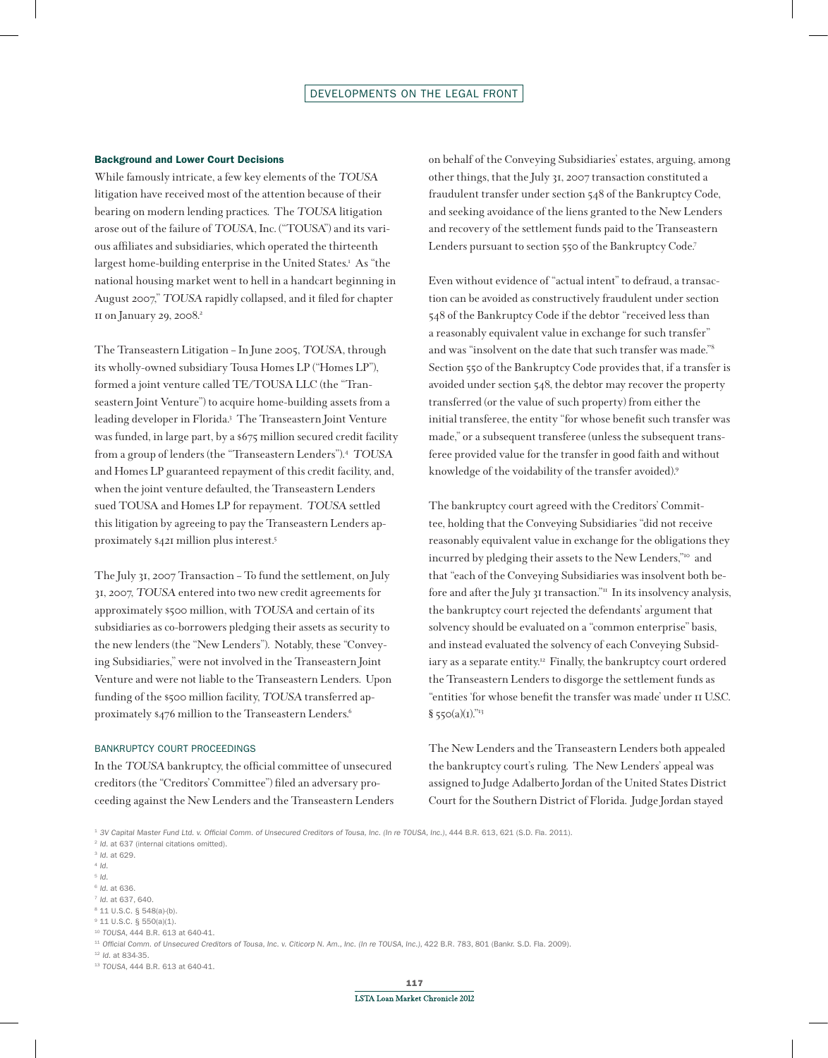### Background and Lower Court Decisions

While famously intricate, a few key elements of the *TOUSA* litigation have received most of the attention because of their bearing on modern lending practices. The *TOUSA* litigation arose out of the failure of *TOUSA*, Inc. ("TOUSA") and its various affiliates and subsidiaries, which operated the thirteenth largest home-building enterprise in the United States.[1] As "the national housing market went to hell in a handcart beginning in August 2007," *TOUSA* rapidly collapsed, and it filed for chapter 11 on January 29, 2008.[2]

The Transeastern Litigation – In June 2005, *TOUSA*, through its wholly-owned subsidiary Tousa Homes LP ("Homes LP"), formed a joint venture called TE/TOUSA LLC (the "Transeastern Joint Venture") to acquire home-building assets from a leading developer in Florida.[3] The Transeastern Joint Venture was funded, in large part, by a $675 million secured credit facility from a group of lenders (the "Transeastern Lenders").[4] *TOUSA* and Homes LP guaranteed repayment of this credit facility, and, when the joint venture defaulted, the Transeastern Lenders sued TOUSA and Homes LP for repayment. *TOUSA* settled this litigation by agreeing to pay the Transeastern Lenders approximately $421 million plus interest.[5]

The July 31, 2007 Transaction – To fund the settlement, on July 31, 2007, *TOUSA* entered into two new credit agreements for approximately $500 million, with *TOUSA* and certain of its subsidiaries as co-borrowers pledging their assets as security to the new lenders (the "New Lenders"). Notably, these "Conveying Subsidiaries," were not involved in the Transeastern Joint Venture and were not liable to the Transeastern Lenders. Upon funding of the $500 million facility, *TOUSA* transferred approximately $476 million to the Transeastern Lenders.[6]

#### BANKRUPTCY COURT PROCEEDINGS

In the *TOUSA* bankruptcy, the official committee of unsecured creditors (the "Creditors' Committee") filed an adversary proceeding against the New Lenders and the Transeastern Lenders on behalf of the Conveying Subsidiaries' estates, arguing, among other things, that the July 31, 2007 transaction constituted a fraudulent transfer under section 548 of the Bankruptcy Code, and seeking avoidance of the liens granted to the New Lenders and recovery of the settlement funds paid to the Transeastern Lenders pursuant to section 550 of the Bankruptcy Code.[7]

Even without evidence of "actual intent" to defraud, a transaction can be avoided as constructively fraudulent under section 548 of the Bankruptcy Code if the debtor "received less than a reasonably equivalent value in exchange for such transfer" and was "insolvent on the date that such transfer was made."[8] Section 550 of the Bankruptcy Code provides that, if a transfer is avoided under section 548, the debtor may recover the property transferred (or the value of such property) from either the initial transferee, the entity "for whose benefit such transfer was made," or a subsequent transferee (unless the subsequent transferee provided value for the transfer in good faith and without knowledge of the voidability of the transfer avoided).[9]

The bankruptcy court agreed with the Creditors' Committee, holding that the Conveying Subsidiaries "did not receive reasonably equivalent value in exchange for the obligations they incurred by pledging their assets to the New Lenders,"[10] and that "each of the Conveying Subsidiaries was insolvent both before and after the July 31 transaction."[11] In its insolvency analysis, the bankruptcy court rejected the defendants' argument that solvency should be evaluated on a "common enterprise" basis, and instead evaluated the solvency of each Conveying Subsidiary as a separate entity.[12] Finally, the bankruptcy court ordered the Transeastern Lenders to disgorge the settlement funds as "entities 'for whose benefit the transfer was made' under 11 U.S.C. § 550(a)(1)."[13]

The New Lenders and the Transeastern Lenders both appealed the bankruptcy court's ruling. The New Lenders' appeal was assigned to Judge Adalberto Jordan of the United States District Court for the Southern District of Florida. Judge Jordan stayed

---

[1] *3V Capital Master Fund Ltd. v. Official Comm. of Unsecured Creditors of Tousa, Inc. (In re TOUSA, Inc.)*, 444 B.R. 613, 621 (S.D. Fla. 2011).

[2] *Id.* at 637 (internal citations omitted).

[3] *Id.* at 629.

[4] *Id.*

[5] *Id.*

[6] *Id.* at 636.

[7] *Id.* at 637, 640.

[8] 11 U.S.C. § 548(a)-(b).

[9] 11 U.S.C. § 550(a)(1).

[10] *TOUSA*, 444 B.R. 613 at 640-41.

[11] *Official Comm. of Unsecured Creditors of Tousa, Inc. v. Citicorp N. Am., Inc. (In re TOUSA, Inc.)*, 422 B.R. 783, 801 (Bankr. S.D. Fla. 2009).

[12] *Id.* at 834-35.

[13] *TOUSA*, 444 B.R. 613 at 640-41.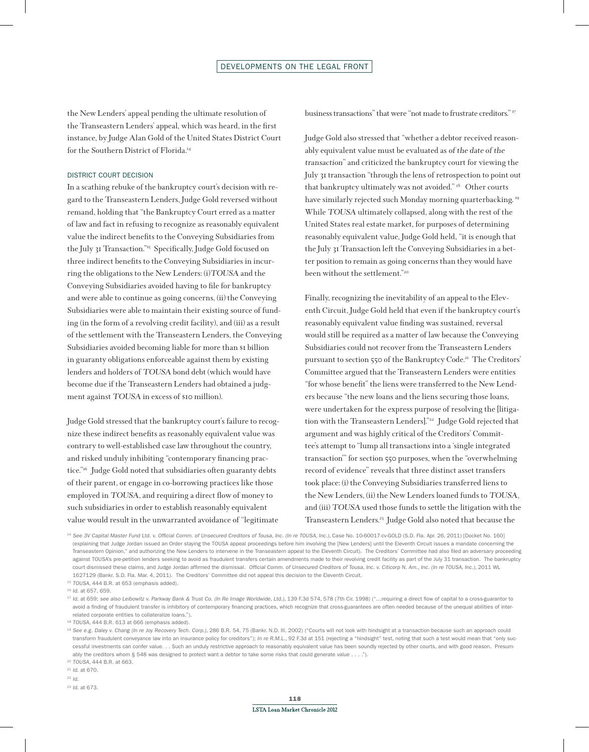the New Lenders' appeal pending the ultimate resolution of the Transeastern Lenders' appeal, which was heard, in the first instance, by Judge Alan Gold of the United States District Court for the Southern District of Florida.[14]

### DISTRICT COURT DECISION

In a scathing rebuke of the bankruptcy court's decision with regard to the Transeastern Lenders, Judge Gold reversed without remand, holding that "the Bankruptcy Court erred as a matter of law and fact in refusing to recognize as reasonably equivalent value the indirect benefits to the Conveying Subsidiaries from the July 31 Transaction."[15] Specifically, Judge Gold focused on three indirect benefits to the Conveying Subsidiaries in incurring the obligations to the New Lenders: (i) *TOUSA* and the Conveying Subsidiaries avoided having to file for bankruptcy and were able to continue as going concerns, (ii) the Conveying Subsidiaries were able to maintain their existing source of funding (in the form of a revolving credit facility), and (iii) as a result of the settlement with the Transeastern Lenders, the Conveying Subsidiaries avoided becoming liable for more than $1 billion in guaranty obligations enforceable against them by existing lenders and holders of *TOUSA* bond debt (which would have become due if the Transeastern Lenders had obtained a judgment against *TOUSA* in excess of $10 million).

Judge Gold stressed that the bankruptcy court's failure to recognize these indirect benefits as reasonably equivalent value was contrary to well-established case law throughout the country, and risked unduly inhibiting "contemporary financing practice."[16] Judge Gold noted that subsidiaries often guaranty debts of their parent, or engage in co-borrowing practices like those employed in *TOUSA*, and requiring a direct flow of money to such subsidiaries in order to establish reasonably equivalent value would result in the unwarranted avoidance of "legitimate business transactions" that were "not made to frustrate creditors."[17]

Judge Gold also stressed that "whether a debtor received reasonably equivalent value must be evaluated as *of the date of the transaction*" and criticized the bankruptcy court for viewing the July 31 transaction "through the lens of retrospection to point out that bankruptcy ultimately was not avoided."[18] Other courts have similarly rejected such Monday morning quarterbacking.[19] While *TOUSA* ultimately collapsed, along with the rest of the United States real estate market, for purposes of determining reasonably equivalent value, Judge Gold held, "it is enough that the July 31 Transaction left the Conveying Subsidiaries in a better position to remain as going concerns than they would have been without the settlement."[20]

Finally, recognizing the inevitability of an appeal to the Eleventh Circuit, Judge Gold held that even if the bankruptcy court's reasonably equivalent value finding was sustained, reversal would still be required as a matter of law because the Conveying Subsidiaries could not recover from the Transeastern Lenders pursuant to section 550 of the Bankruptcy Code.[21] The Creditors' Committee argued that the Transeastern Lenders were entities "for whose benefit" the liens were transferred to the New Lenders because "the new loans and the liens securing those loans, were undertaken for the express purpose of resolving the [litigation with the Transeastern Lenders]."[22] Judge Gold rejected that argument and was highly critical of the Creditors' Committee's attempt to "lump all transactions into a 'single integrated transaction'" for section 550 purposes, when the "overwhelming record of evidence" reveals that three distinct asset transfers took place: (i) the Conveying Subsidiaries transferred liens to the New Lenders, (ii) the New Lenders loaned funds to *TOUSA*, and (iii) *TOUSA* used those funds to settle the litigation with the Transeastern Lenders.[23] Judge Gold also noted that because the

---

[14] *See 3V Capital Master Fund Ltd. v. Official Comm. of Unsecured Creditors of Tousa, Inc. (In re TOUSA, Inc.)*, Case No. 10-60017-cv-GOLD (S.D. Fla. Apr. 26, 2011) [Docket No. 160] (explaining that Judge Jordan issued an Order staying the TOUSA appeal proceedings before him involving the [New Lenders] until the Eleventh Circuit issues a mandate concerning the Transeastern Opinion," and authorizing the New Lenders to intervene in the Transeastern appeal to the Eleventh Circuit). The Creditors' Committee had also filed an adversary proceeding against TOUSA's pre-petition lenders seeking to avoid as fraudulent transfers certain amendments made to their revolving credit facility as part of the July 31 transaction. The bankruptcy court dismissed these claims, and Judge Jordan affirmed the dismissal. *Official Comm. of Unsecured Creditors of Tousa, Inc. v. Citicorp N. Am., Inc. (In re TOUSA, Inc.)*, 2011 WL 1627129 (Bankr. S.D. Fla. Mar. 4, 2011). The Creditors' Committee did not appeal this decision to the Eleventh Circuit.

[15] *TOUSA*, 444 B.R. at 653 (emphasis added).

[16] *Id.* at 657, 659.

[17] *Id.* at 659; *see also Leibowitz v. Parkway Bank & Trust Co. (In Re Image Worldwide, Ltd.)*, 139 F.3d 574, 578 (7th Cir. 1998) ("…requiring a direct flow of capital to a cross-guarantor to avoid a finding of fraudulent transfer is inhibitory of contemporary financing practices, which recognize that cross-guarantees are often needed because of the unequal abilities of interrelated corporate entities to collateralize loans.").

[18] *TOUSA*, 444 B.R. 613 at 666 (emphasis added).

[19] *See e.g. Daley v. Chang (In re Joy Recovery Tech. Corp.)*, 286 B.R. 54, 75 (Bankr. N.D. Ill. 2002) ("Courts will not look with hindsight at a transaction because such an approach could transform fraudulent conveyance law into an insurance policy for creditors"); *In re R.M.L.*, 92 F.3d at 151 (rejecting a "hindsight" test, noting that such a test would mean that "only successful investments can confer value. . . Such an unduly restrictive approach to reasonably equivalent value has been soundly rejected by other courts, and with good reason. Presumably the creditors whom § 548 was designed to protect want a debtor to take some risks that could generate value . . . .").

[20] *TOUSA*, 444 B.R. at 663.

[21] *Id.* at 670.

[22] *Id.*

[23] *Id.* at 673.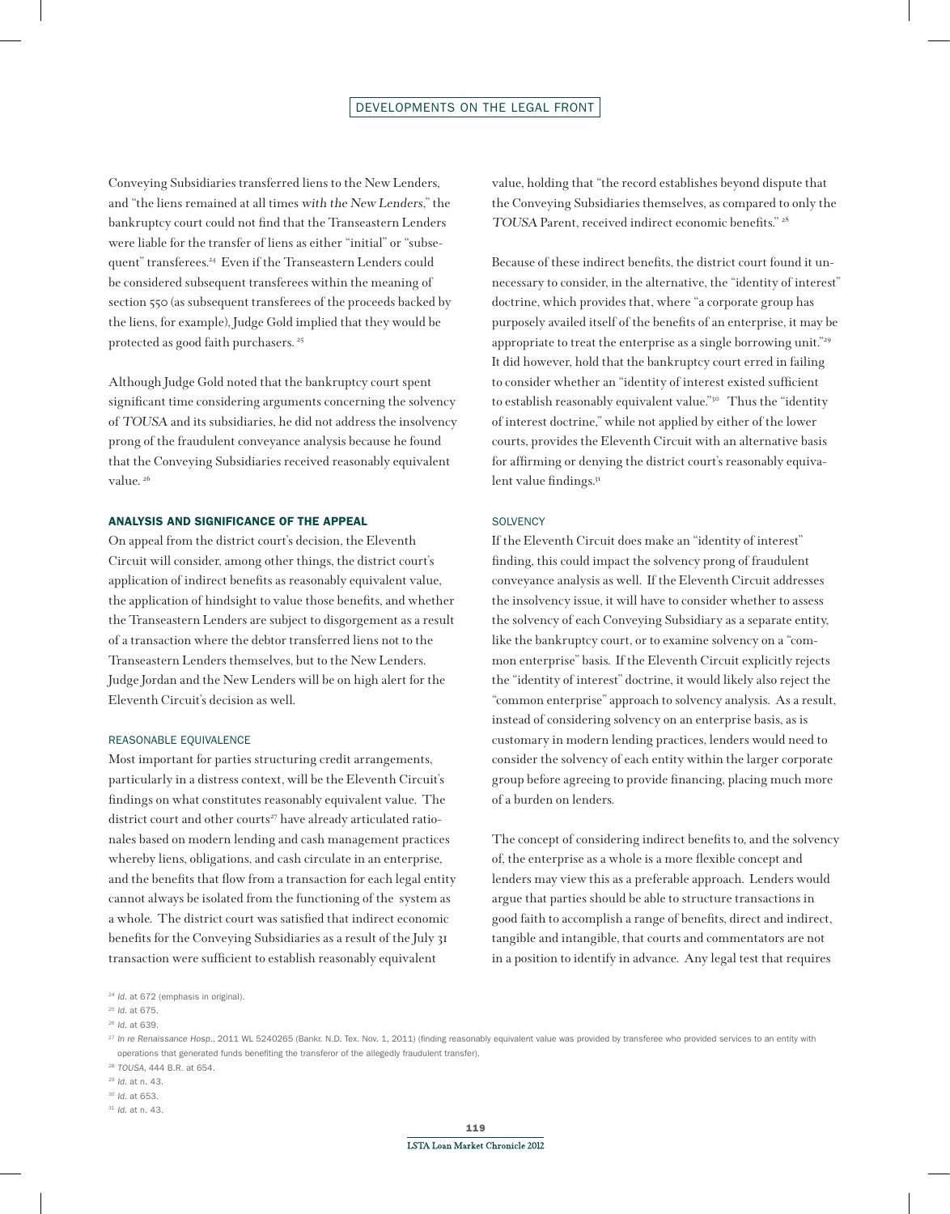Conveying Subsidiaries transferred liens to the New Lenders, and "the liens remained at all times *with the New Lenders*," the bankruptcy court could not find that the Transeastern Lenders were liable for the transfer of liens as either "initial" or "subsequent" transferees.[24] Even if the Transeastern Lenders could be considered subsequent transferees within the meaning of section 550 (as subsequent transferees of the proceeds backed by the liens, for example), Judge Gold implied that they would be protected as good faith purchasers.[25]

Although Judge Gold noted that the bankruptcy court spent significant time considering arguments concerning the solvency of *TOUSA* and its subsidiaries, he did not address the insolvency prong of the fraudulent conveyance analysis because he found that the Conveying Subsidiaries received reasonably equivalent value.[26]

## ANALYSIS AND SIGNIFICANCE OF THE APPEAL

On appeal from the district court's decision, the Eleventh Circuit will consider, among other things, the district court's application of indirect benefits as reasonably equivalent value, the application of hindsight to value those benefits, and whether the Transeastern Lenders are subject to disgorgement as a result of a transaction where the debtor transferred liens not to the Transeastern Lenders themselves, but to the New Lenders. Judge Jordan and the New Lenders will be on high alert for the Eleventh Circuit's decision as well.

### REASONABLE EQUIVALENCE

Most important for parties structuring credit arrangements, particularly in a distress context, will be the Eleventh Circuit's findings on what constitutes reasonably equivalent value. The district court and other courts[27] have already articulated rationales based on modern lending and cash management practices whereby liens, obligations, and cash circulate in an enterprise, and the benefits that flow from a transaction for each legal entity cannot always be isolated from the functioning of the system as a whole. The district court was satisfied that indirect economic benefits for the Conveying Subsidiaries as a result of the July 31 transaction were sufficient to establish reasonably equivalent value, holding that "the record establishes beyond dispute that the Conveying Subsidiaries themselves, as compared to only the *TOUSA* Parent, received indirect economic benefits."[28]

Because of these indirect benefits, the district court found it unnecessary to consider, in the alternative, the "identity of interest" doctrine, which provides that, where "a corporate group has purposely availed itself of the benefits of an enterprise, it may be appropriate to treat the enterprise as a single borrowing unit."[29] It did however, hold that the bankruptcy court erred in failing to consider whether an "identity of interest existed sufficient to establish reasonably equivalent value."[30] Thus the "identity of interest doctrine," while not applied by either of the lower courts, provides the Eleventh Circuit with an alternative basis for affirming or denying the district court's reasonably equivalent value findings.[31]

### SOLVENCY

If the Eleventh Circuit does make an "identity of interest" finding, this could impact the solvency prong of fraudulent conveyance analysis as well. If the Eleventh Circuit addresses the insolvency issue, it will have to consider whether to assess the solvency of each Conveying Subsidiary as a separate entity, like the bankruptcy court, or to examine solvency on a "common enterprise" basis. If the Eleventh Circuit explicitly rejects the "identity of interest" doctrine, it would likely also reject the "common enterprise" approach to solvency analysis. As a result, instead of considering solvency on an enterprise basis, as is customary in modern lending practices, lenders would need to consider the solvency of each entity within the larger corporate group before agreeing to provide financing, placing much more of a burden on lenders.

The concept of considering indirect benefits to, and the solvency of, the enterprise as a whole is a more flexible concept and lenders may view this as a preferable approach. Lenders would argue that parties should be able to structure transactions in good faith to accomplish a range of benefits, direct and indirect, tangible and intangible, that courts and commentators are not in a position to identify in advance. Any legal test that requires

---

[24] *Id.* at 672 (emphasis in original).

[25] *Id.* at 675.

[26] *Id.* at 639.

[27] *In re Renaissance Hosp.*, 2011 WL 5240265 (Bankr. N.D. Tex. Nov. 1, 2011) (finding reasonably equivalent value was provided by transferee who provided services to an entity with operations that generated funds benefiting the transferor of the allegedly fraudulent transfer).

[28] *TOUSA*, 444 B.R. at 654.

[29] *Id.* at n. 43.

[30] *Id.* at 653.

[31] *Id.* at n. 43.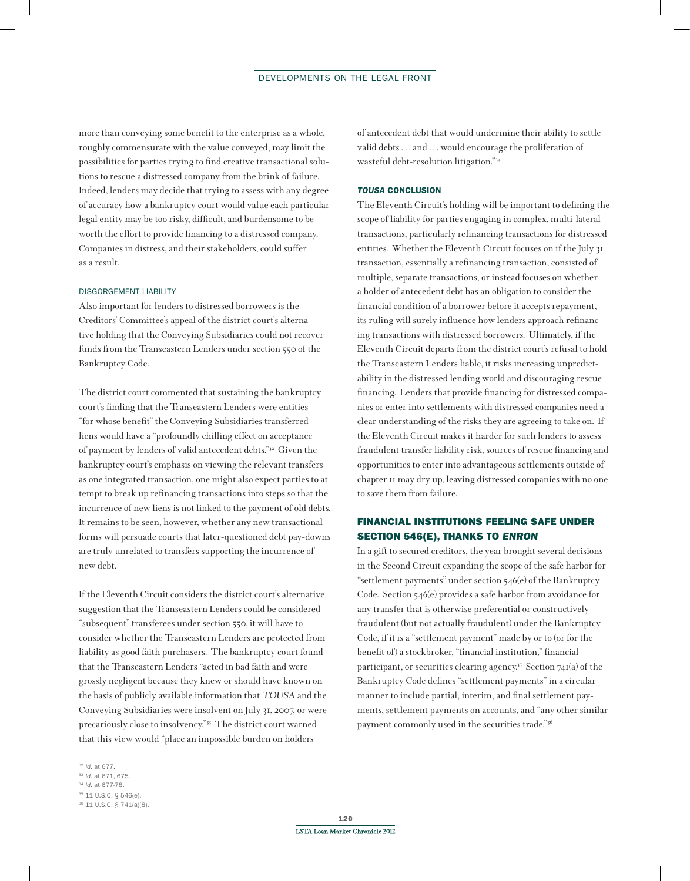more than conveying some benefit to the enterprise as a whole, roughly commensurate with the value conveyed, may limit the possibilities for parties trying to find creative transactional solutions to rescue a distressed company from the brink of failure. Indeed, lenders may decide that trying to assess with any degree of accuracy how a bankruptcy court would value each particular legal entity may be too risky, difficult, and burdensome to be worth the effort to provide financing to a distressed company. Companies in distress, and their stakeholders, could suffer as a result.

#### DISGORGEMENT LIABILITY

Also important for lenders to distressed borrowers is the Creditors' Committee's appeal of the district court's alternative holding that the Conveying Subsidiaries could not recover funds from the Transeastern Lenders under section 550 of the Bankruptcy Code.

The district court commented that sustaining the bankruptcy court's finding that the Transeastern Lenders were entities "for whose benefit" the Conveying Subsidiaries transferred liens would have a "profoundly chilling effect on acceptance of payment by lenders of valid antecedent debts."[32] Given the bankruptcy court's emphasis on viewing the relevant transfers as one integrated transaction, one might also expect parties to attempt to break up refinancing transactions into steps so that the incurrence of new liens is not linked to the payment of old debts. It remains to be seen, however, whether any new transactional forms will persuade courts that later-questioned debt pay-downs are truly unrelated to transfers supporting the incurrence of new debt.

If the Eleventh Circuit considers the district court's alternative suggestion that the Transeastern Lenders could be considered "subsequent" transferees under section 550, it will have to consider whether the Transeastern Lenders are protected from liability as good faith purchasers. The bankruptcy court found that the Transeastern Lenders "acted in bad faith and were grossly negligent because they knew or should have known on the basis of publicly available information that *TOUSA* and the Conveying Subsidiaries were insolvent on July 31, 2007, or were precariously close to insolvency."[33] The district court warned that this view would "place an impossible burden on holders of antecedent debt that would undermine their ability to settle valid debts . . . and . . . would encourage the proliferation of wasteful debt-resolution litigation."[34]

#### *TOUSA* CONCLUSION

The Eleventh Circuit's holding will be important to defining the scope of liability for parties engaging in complex, multi-lateral transactions, particularly refinancing transactions for distressed entities. Whether the Eleventh Circuit focuses on if the July 31 transaction, essentially a refinancing transaction, consisted of multiple, separate transactions, or instead focuses on whether a holder of antecedent debt has an obligation to consider the financial condition of a borrower before it accepts repayment, its ruling will surely influence how lenders approach refinancing transactions with distressed borrowers. Ultimately, if the Eleventh Circuit departs from the district court's refusal to hold the Transeastern Lenders liable, it risks increasing unpredictability in the distressed lending world and discouraging rescue financing. Lenders that provide financing for distressed companies or enter into settlements with distressed companies need a clear understanding of the risks they are agreeing to take on. If the Eleventh Circuit makes it harder for such lenders to assess fraudulent transfer liability risk, sources of rescue financing and opportunities to enter into advantageous settlements outside of chapter 11 may dry up, leaving distressed companies with no one to save them from failure.

## FINANCIAL INSTITUTIONS FEELING SAFE UNDER SECTION 546(E), THANKS TO *ENRON*

In a gift to secured creditors, the year brought several decisions in the Second Circuit expanding the scope of the safe harbor for "settlement payments" under section 546(e) of the Bankruptcy Code. Section 546(e) provides a safe harbor from avoidance for any transfer that is otherwise preferential or constructively fraudulent (but not actually fraudulent) under the Bankruptcy Code, if it is a "settlement payment" made by or to (or for the benefit of) a stockbroker, "financial institution," financial participant, or securities clearing agency.[35] Section 741(a) of the Bankruptcy Code defines "settlement payments" in a circular manner to include partial, interim, and final settlement payments, settlement payments on accounts, and "any other similar payment commonly used in the securities trade."[36]

---

[32] *Id.* at 677.
[33] *Id.* at 671, 675.
[34] *Id.* at 677-78.
[35] 11 U.S.C. § 546(e).
[36] 11 U.S.C. § 741(a)(8).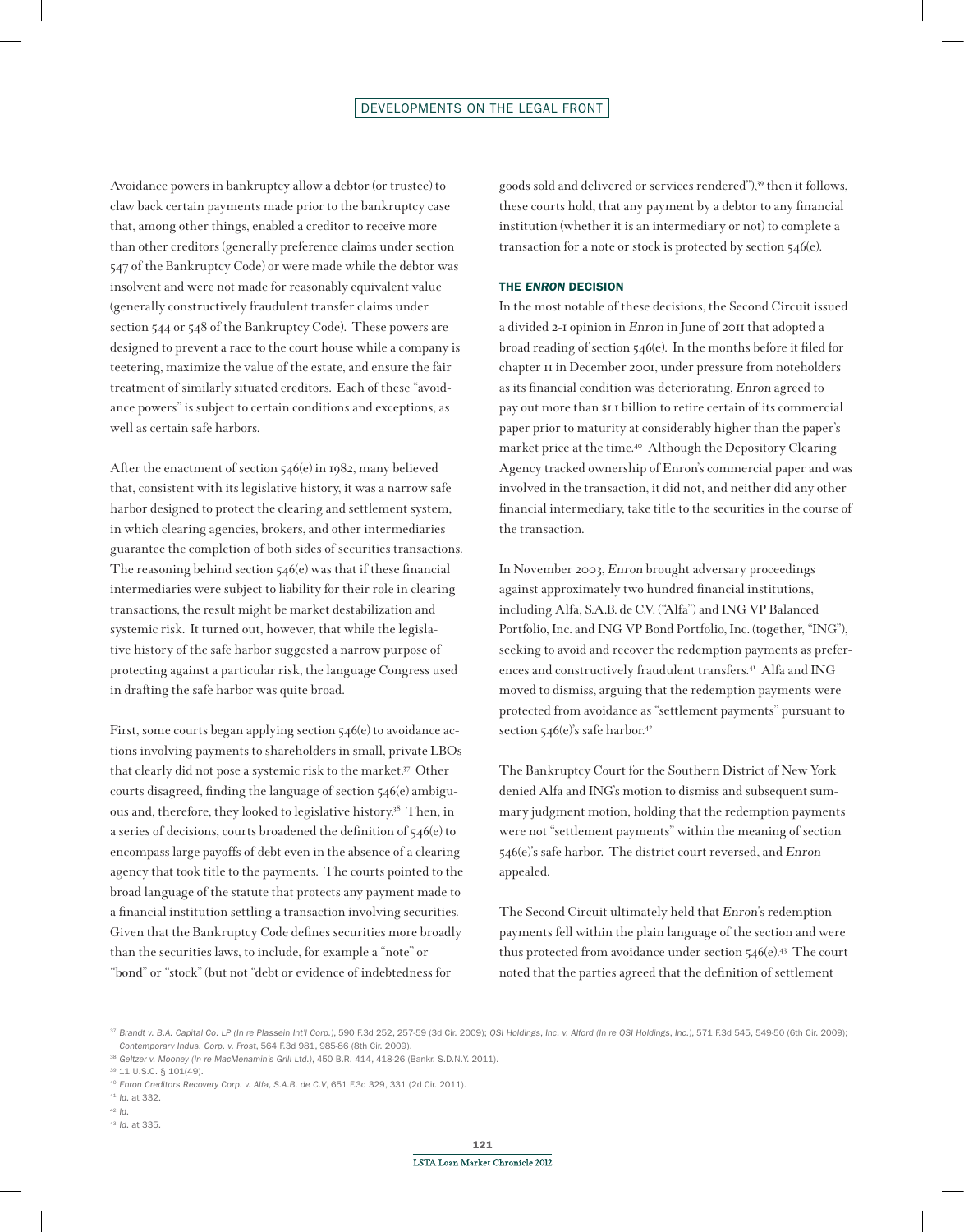Avoidance powers in bankruptcy allow a debtor (or trustee) to claw back certain payments made prior to the bankruptcy case that, among other things, enabled a creditor to receive more than other creditors (generally preference claims under section 547 of the Bankruptcy Code) or were made while the debtor was insolvent and were not made for reasonably equivalent value (generally constructively fraudulent transfer claims under section 544 or 548 of the Bankruptcy Code). These powers are designed to prevent a race to the court house while a company is teetering, maximize the value of the estate, and ensure the fair treatment of similarly situated creditors. Each of these "avoidance powers" is subject to certain conditions and exceptions, as well as certain safe harbors.

After the enactment of section 546(e) in 1982, many believed that, consistent with its legislative history, it was a narrow safe harbor designed to protect the clearing and settlement system, in which clearing agencies, brokers, and other intermediaries guarantee the completion of both sides of securities transactions. The reasoning behind section 546(e) was that if these financial intermediaries were subject to liability for their role in clearing transactions, the result might be market destabilization and systemic risk. It turned out, however, that while the legislative history of the safe harbor suggested a narrow purpose of protecting against a particular risk, the language Congress used in drafting the safe harbor was quite broad.

First, some courts began applying section 546(e) to avoidance actions involving payments to shareholders in small, private LBOs that clearly did not pose a systemic risk to the market.[37] Other courts disagreed, finding the language of section 546(e) ambiguous and, therefore, they looked to legislative history.[38] Then, in a series of decisions, courts broadened the definition of 546(e) to encompass large payoffs of debt even in the absence of a clearing agency that took title to the payments. The courts pointed to the broad language of the statute that protects any payment made to a financial institution settling a transaction involving securities. Given that the Bankruptcy Code defines securities more broadly than the securities laws, to include, for example a "note" or "bond" or "stock" (but not "debt or evidence of indebtedness for goods sold and delivered or services rendered"),[39] then it follows, these courts hold, that any payment by a debtor to any financial institution (whether it is an intermediary or not) to complete a transaction for a note or stock is protected by section 546(e).

## THE *ENRON* DECISION

In the most notable of these decisions, the Second Circuit issued a divided 2-1 opinion in *Enron* in June of 2011 that adopted a broad reading of section 546(e). In the months before it filed for chapter 11 in December 2001, under pressure from noteholders as its financial condition was deteriorating, *Enron* agreed to pay out more than $1.1 billion to retire certain of its commercial paper prior to maturity at considerably higher than the paper's market price at the time.[40] Although the Depository Clearing Agency tracked ownership of Enron's commercial paper and was involved in the transaction, it did not, and neither did any other financial intermediary, take title to the securities in the course of the transaction.

In November 2003, *Enron* brought adversary proceedings against approximately two hundred financial institutions, including Alfa, S.A.B. de C.V. ("Alfa") and ING VP Balanced Portfolio, Inc. and ING VP Bond Portfolio, Inc. (together, "ING"), seeking to avoid and recover the redemption payments as preferences and constructively fraudulent transfers.[41] Alfa and ING moved to dismiss, arguing that the redemption payments were protected from avoidance as "settlement payments" pursuant to section 546(e)'s safe harbor.[42]

The Bankruptcy Court for the Southern District of New York denied Alfa and ING's motion to dismiss and subsequent summary judgment motion, holding that the redemption payments were not "settlement payments" within the meaning of section 546(e)'s safe harbor. The district court reversed, and *Enron* appealed.

The Second Circuit ultimately held that *Enron*'s redemption payments fell within the plain language of the section and were thus protected from avoidance under section 546(e).[43] The court noted that the parties agreed that the definition of settlement

---

[37] *Brandt v. B.A. Capital Co. LP (In re Plassein Int'l Corp.)*, 590 F.3d 252, 257-59 (3d Cir. 2009); *QSI Holdings, Inc. v. Alford (In re QSI Holdings, Inc.)*, 571 F.3d 545, 549-50 (6th Cir. 2009); *Contemporary Indus. Corp. v. Frost*, 564 F.3d 981, 985-86 (8th Cir. 2009).

[38] *Geltzer v. Mooney (In re MacMenamin's Grill Ltd.)*, 450 B.R. 414, 418-26 (Bankr. S.D.N.Y. 2011).

[39] 11 U.S.C. § 101(49).

[40] *Enron Creditors Recovery Corp. v. Alfa, S.A.B. de C.V*, 651 F.3d 329, 331 (2d Cir. 2011).

[41] *Id.* at 332.

[42] *Id.*

[43] *Id.* at 335.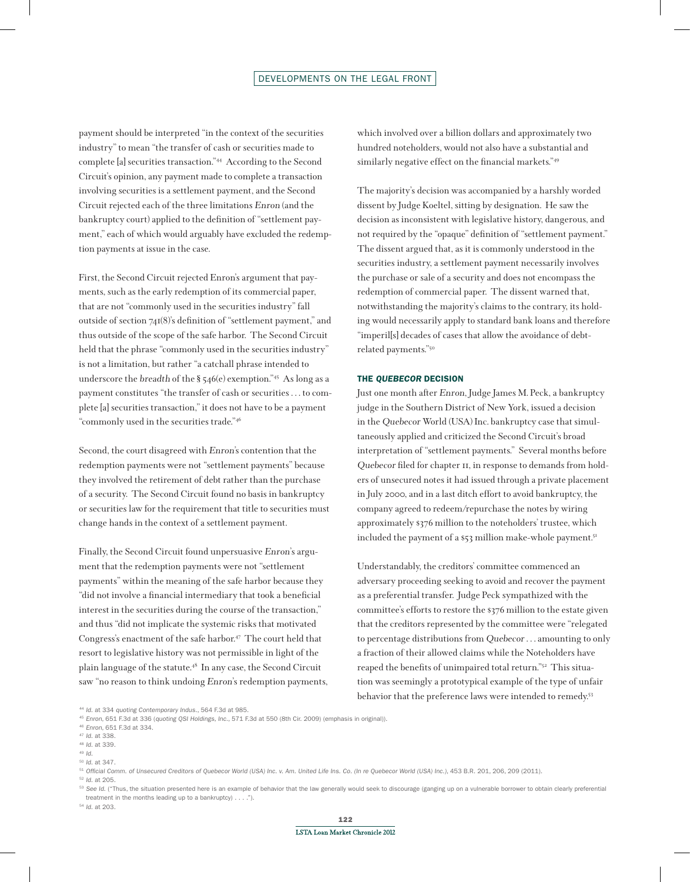payment should be interpreted "in the context of the securities industry" to mean "the transfer of cash or securities made to complete [a] securities transaction."[44] According to the Second Circuit's opinion, any payment made to complete a transaction involving securities is a settlement payment, and the Second Circuit rejected each of the three limitations *Enron* (and the bankruptcy court) applied to the definition of "settlement payment," each of which would arguably have excluded the redemption payments at issue in the case.

First, the Second Circuit rejected Enron's argument that payments, such as the early redemption of its commercial paper, that are not "commonly used in the securities industry" fall outside of section 741(8)'s definition of "settlement payment," and thus outside of the scope of the safe harbor. The Second Circuit held that the phrase "commonly used in the securities industry" is not a limitation, but rather "a catchall phrase intended to underscore the *breadth* of the § 546(e) exemption."[45] As long as a payment constitutes "the transfer of cash or securities . . . to complete [a] securities transaction," it does not have to be a payment "commonly used in the securities trade."[46]

Second, the court disagreed with *Enron*'s contention that the redemption payments were not "settlement payments" because they involved the retirement of debt rather than the purchase of a security. The Second Circuit found no basis in bankruptcy or securities law for the requirement that title to securities must change hands in the context of a settlement payment.

Finally, the Second Circuit found unpersuasive *Enron*'s argument that the redemption payments were not "settlement payments" within the meaning of the safe harbor because they "did not involve a financial intermediary that took a beneficial interest in the securities during the course of the transaction," and thus "did not implicate the systemic risks that motivated Congress's enactment of the safe harbor.[47] The court held that resort to legislative history was not permissible in light of the plain language of the statute.[48] In any case, the Second Circuit saw "no reason to think undoing *Enron*'s redemption payments, which involved over a billion dollars and approximately two hundred noteholders, would not also have a substantial and similarly negative effect on the financial markets."[49]

The majority's decision was accompanied by a harshly worded dissent by Judge Koeltel, sitting by designation. He saw the decision as inconsistent with legislative history, dangerous, and not required by the "opaque" definition of "settlement payment." The dissent argued that, as it is commonly understood in the securities industry, a settlement payment necessarily involves the purchase or sale of a security and does not encompass the redemption of commercial paper. The dissent warned that, notwithstanding the majority's claims to the contrary, its holding would necessarily apply to standard bank loans and therefore "imperil[s] decades of cases that allow the avoidance of debt-related payments."[50]

### THE *QUEBECOR* DECISION

Just one month after *Enron*, Judge James M. Peck, a bankruptcy judge in the Southern District of New York, issued a decision in the *Quebecor* World (USA) Inc. bankruptcy case that simultaneously applied and criticized the Second Circuit's broad interpretation of "settlement payments." Several months before *Quebecor* filed for chapter 11, in response to demands from holders of unsecured notes it had issued through a private placement in July 2000, and in a last ditch effort to avoid bankruptcy, the company agreed to redeem/repurchase the notes by wiring approximately \$376 million to the noteholders' trustee, which included the payment of a \$53 million make-whole payment.[51]

Understandably, the creditors' committee commenced an adversary proceeding seeking to avoid and recover the payment as a preferential transfer. Judge Peck sympathized with the committee's efforts to restore the \$376 million to the estate given that the creditors represented by the committee were "relegated to percentage distributions from *Quebecor* . . . amounting to only a fraction of their allowed claims while the Noteholders have reaped the benefits of unimpaired total return."[52] This situation was seemingly a prototypical example of the type of unfair behavior that the preference laws were intended to remedy.[53]

---

[44] *Id.* at 334 *quoting Contemporary Indus.*, 564 F.3d at 985.

[45] *Enron*, 651 F.3d at 336 (*quoting QSI Holdings, Inc.*, 571 F.3d at 550 (8th Cir. 2009) (emphasis in original)).

[46] *Enron*, 651 F.3d at 334.

[47] *Id.* at 338.

[48] *Id.* at 339.

[49] *Id.*

[50] *Id.* at 347.

[51] *Official Comm. of Unsecured Creditors of Quebecor World (USA) Inc. v. Am. United Life Ins. Co. (In re Quebecor World (USA) Inc.)*, 453 B.R. 201, 206, 209 (2011).

[52] *Id.* at 205.

[53] *See Id.* ("Thus, the situation presented here is an example of behavior that the law generally would seek to discourage (ganging up on a vulnerable borrower to obtain clearly preferential treatment in the months leading up to a bankruptcy) . . . .").

[54] *Id.* at 203.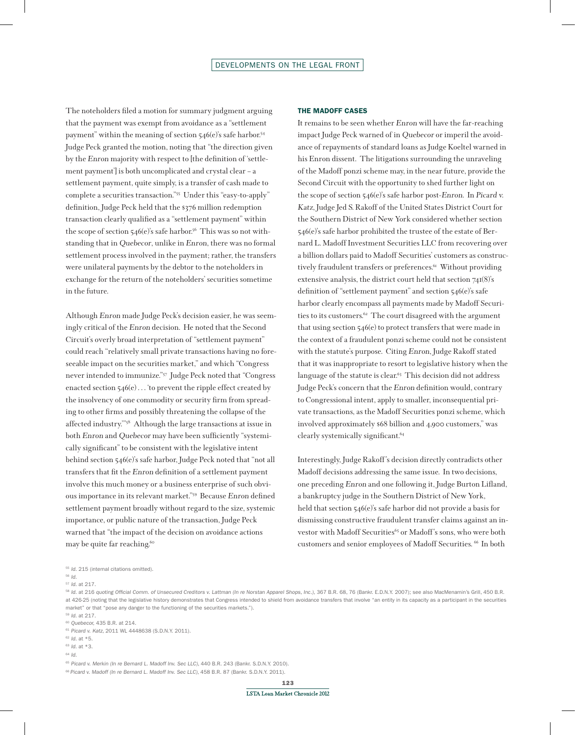The noteholders filed a motion for summary judgment arguing that the payment was exempt from avoidance as a "settlement payment" within the meaning of section 546(e)'s safe harbor.[54] Judge Peck granted the motion, noting that "the direction given by the *Enron* majority with respect to [the definition of 'settlement payment'] is both uncomplicated and crystal clear – a settlement payment, quite simply, is a transfer of cash made to complete a securities transaction."[55] Under this "easy-to-apply" definition, Judge Peck held that the $376 million redemption transaction clearly qualified as a "settlement payment" within the scope of section 546(e)'s safe harbor.[56] This was so not withstanding that in *Quebecor*, unlike in *Enron*, there was no formal settlement process involved in the payment; rather, the transfers were unilateral payments by the debtor to the noteholders in exchange for the return of the noteholders' securities sometime in the future.

Although *Enron* made Judge Peck's decision easier, he was seemingly critical of the *Enron* decision. He noted that the Second Circuit's overly broad interpretation of "settlement payment" could reach "relatively small private transactions having no foreseeable impact on the securities market," and which "Congress never intended to immunize."[57] Judge Peck noted that "Congress enacted section 546(e) . . . 'to prevent the ripple effect created by the insolvency of one commodity or security firm from spreading to other firms and possibly threatening the collapse of the affected industry.'"[58] Although the large transactions at issue in both *Enron* and *Quebecor* may have been sufficiently "systemically significant" to be consistent with the legislative intent behind section 546(e)'s safe harbor, Judge Peck noted that "not all transfers that fit the *Enron* definition of a settlement payment involve this much money or a business enterprise of such obvious importance in its relevant market."[59] Because *Enron* defined settlement payment broadly without regard to the size, systemic importance, or public nature of the transaction, Judge Peck warned that "the impact of the decision on avoidance actions may be quite far reaching.[60]

### THE MADOFF CASES

It remains to be seen whether *Enron* will have the far-reaching impact Judge Peck warned of in *Quebecor* or imperil the avoidance of repayments of standard loans as Judge Koeltel warned in his Enron dissent. The litigations surrounding the unraveling of the Madoff ponzi scheme may, in the near future, provide the Second Circuit with the opportunity to shed further light on the scope of section 546(e)'s safe harbor post-*Enron*. In *Picard v. Katz*, Judge Jed S. Rakoff of the United States District Court for the Southern District of New York considered whether section 546(e)'s safe harbor prohibited the trustee of the estate of Bernard L. Madoff Investment Securities LLC from recovering over a billion dollars paid to Madoff Securities' customers as constructively fraudulent transfers or preferences.[61] Without providing extensive analysis, the district court held that section 741(8)'s definition of "settlement payment" and section 546(e)'s safe harbor clearly encompass all payments made by Madoff Securities to its customers.[62] The court disagreed with the argument that using section 546(e) to protect transfers that were made in the context of a fraudulent ponzi scheme could not be consistent with the statute's purpose. Citing *Enron*, Judge Rakoff stated that it was inappropriate to resort to legislative history when the language of the statute is clear.[63] This decision did not address Judge Peck's concern that the *Enron* definition would, contrary to Congressional intent, apply to smaller, inconsequential private transactions, as the Madoff Securities ponzi scheme, which involved approximately $68 billion and 4,900 customers," was clearly systemically significant.[64]

Interestingly, Judge Rakoff's decision directly contradicts other Madoff decisions addressing the same issue. In two decisions, one preceding *Enron* and one following it, Judge Burton Lifland, a bankruptcy judge in the Southern District of New York, held that section 546(e)'s safe harbor did not provide a basis for dismissing constructive fraudulent transfer claims against an investor with Madoff Securities[65] or Madoff's sons, who were both customers and senior employees of Madoff Securities.[66] In both

[55] *Id.* 215 (internal citations omitted).

[56] *Id.*

[57] *Id.* at 217.

[58] *Id.* at 216 *quoting Official Comm. of Unsecured Creditors v. Lattman (In re Norstan Apparel Shops, Inc.)*, 367 B.R. 68, 76 (Bankr. E.D.N.Y. 2007); see also MacMenamin's Grill, 450 B.R. at 426-25 (noting that the legislative history demonstrates that Congress intended to shield from avoidance transfers that involve "an entity in its capacity as a participant in the securities market" or that "pose any danger to the functioning of the securities markets.").

[59] *Id.* at 217.

[60] *Quebecor*, 435 B.R. at 214.

[61] *Picard v. Katz*, 2011 WL 4448638 (S.D.N.Y. 2011).

[62] *Id.* at *5.

[63] *Id.* at *3.

[64] *Id.*

[65] *Picard v. Merkin (In re Bernard L. Madoff Inv. Sec LLC)*, 440 B.R. 243 (Bankr. S.D.N.Y. 2010).

[66] *Picard v. Madoff (In re Bernard L. Madoff Inv. Sec LLC)*, 458 B.R. 87 (Bankr. S.D.N.Y. 2011).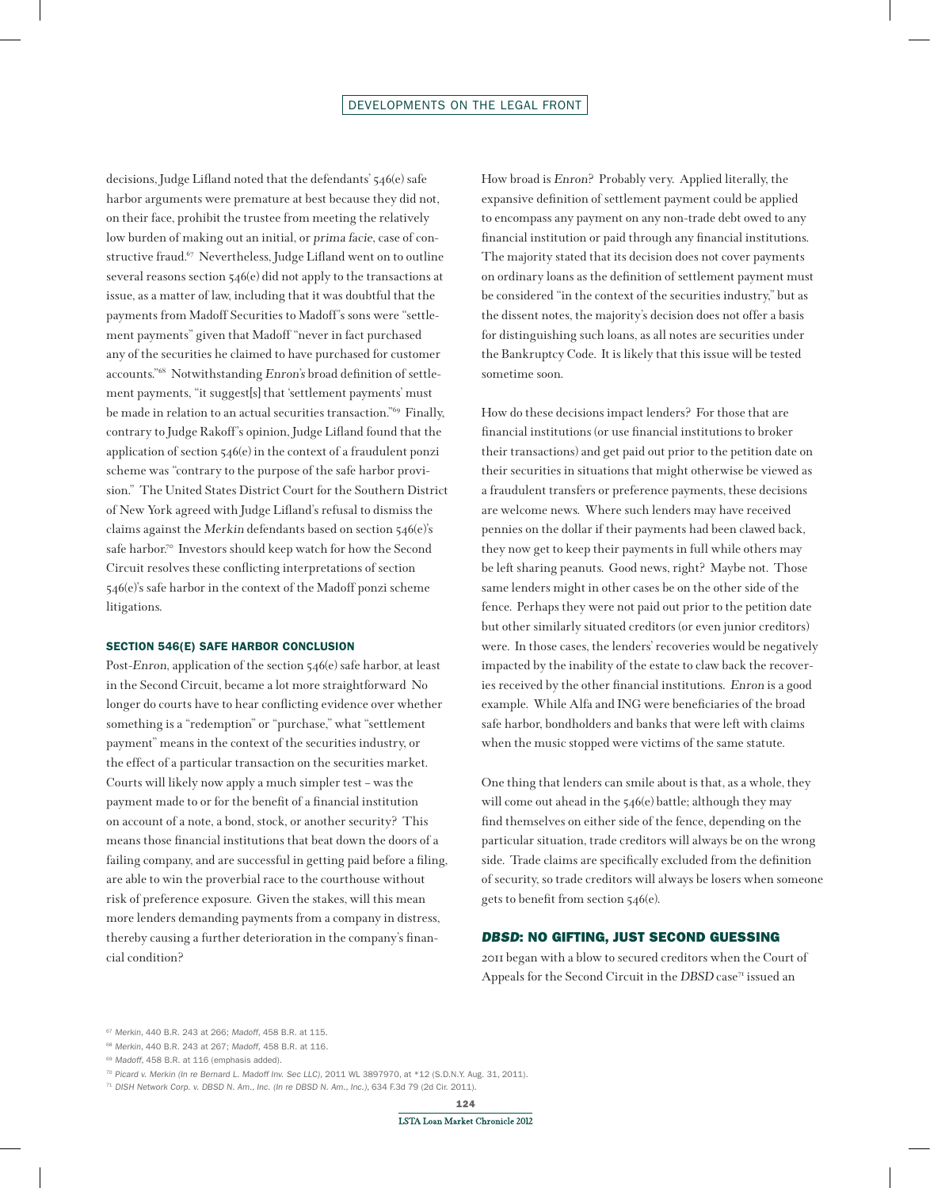decisions, Judge Lifland noted that the defendants' 546(e) safe harbor arguments were premature at best because they did not, on their face, prohibit the trustee from meeting the relatively low burden of making out an initial, or *prima facie*, case of constructive fraud.[67] Nevertheless, Judge Lifland went on to outline several reasons section 546(e) did not apply to the transactions at issue, as a matter of law, including that it was doubtful that the payments from Madoff Securities to Madoff's sons were "settlement payments" given that Madoff "never in fact purchased any of the securities he claimed to have purchased for customer accounts."[68] Notwithstanding *Enron's* broad definition of settlement payments, "it suggest[s] that 'settlement payments' must be made in relation to an actual securities transaction."[69] Finally, contrary to Judge Rakoff's opinion, Judge Lifland found that the application of section 546(e) in the context of a fraudulent ponzi scheme was "contrary to the purpose of the safe harbor provision." The United States District Court for the Southern District of New York agreed with Judge Lifland's refusal to dismiss the claims against the *Merkin* defendants based on section 546(e)'s safe harbor.[70] Investors should keep watch for how the Second Circuit resolves these conflicting interpretations of section 546(e)'s safe harbor in the context of the Madoff ponzi scheme litigations.

### SECTION 546(E) SAFE HARBOR CONCLUSION

Post-*Enron*, application of the section 546(e) safe harbor, at least in the Second Circuit, became a lot more straightforward No longer do courts have to hear conflicting evidence over whether something is a "redemption" or "purchase," what "settlement payment" means in the context of the securities industry, or the effect of a particular transaction on the securities market. Courts will likely now apply a much simpler test – was the payment made to or for the benefit of a financial institution on account of a note, a bond, stock, or another security? This means those financial institutions that beat down the doors of a failing company, and are successful in getting paid before a filing, are able to win the proverbial race to the courthouse without risk of preference exposure. Given the stakes, will this mean more lenders demanding payments from a company in distress, thereby causing a further deterioration in the company's financial condition?

How broad is *Enron*? Probably very. Applied literally, the expansive definition of settlement payment could be applied to encompass any payment on any non-trade debt owed to any financial institution or paid through any financial institutions. The majority stated that its decision does not cover payments on ordinary loans as the definition of settlement payment must be considered "in the context of the securities industry," but as the dissent notes, the majority's decision does not offer a basis for distinguishing such loans, as all notes are securities under the Bankruptcy Code. It is likely that this issue will be tested sometime soon.

How do these decisions impact lenders? For those that are financial institutions (or use financial institutions to broker their transactions) and get paid out prior to the petition date on their securities in situations that might otherwise be viewed as a fraudulent transfers or preference payments, these decisions are welcome news. Where such lenders may have received pennies on the dollar if their payments had been clawed back, they now get to keep their payments in full while others may be left sharing peanuts. Good news, right? Maybe not. Those same lenders might in other cases be on the other side of the fence. Perhaps they were not paid out prior to the petition date but other similarly situated creditors (or even junior creditors) were. In those cases, the lenders' recoveries would be negatively impacted by the inability of the estate to claw back the recoveries received by the other financial institutions. *Enron* is a good example. While Alfa and ING were beneficiaries of the broad safe harbor, bondholders and banks that were left with claims when the music stopped were victims of the same statute.

One thing that lenders can smile about is that, as a whole, they will come out ahead in the 546(e) battle; although they may find themselves on either side of the fence, depending on the particular situation, trade creditors will always be on the wrong side. Trade claims are specifically excluded from the definition of security, so trade creditors will always be losers when someone gets to benefit from section 546(e).

## *DBSD*: NO GIFTING, JUST SECOND GUESSING

2011 began with a blow to secured creditors when the Court of Appeals for the Second Circuit in the *DBSD* case[71] issued an

[67] *Merkin*, 440 B.R. 243 at 266; *Madoff*, 458 B.R. at 115.

[68] *Merkin*, 440 B.R. 243 at 267; *Madoff*, 458 B.R. at 116.

[69] *Madoff*, 458 B.R. at 116 (emphasis added).

[70] *Picard v. Merkin (In re Bernard L. Madoff Inv. Sec LLC)*, 2011 WL 3897970, at *12 (S.D.N.Y. Aug. 31, 2011).

[71] *DISH Network Corp. v. DBSD N. Am., Inc. (In re DBSD N. Am., Inc.)*, 634 F.3d 79 (2d Cir. 2011).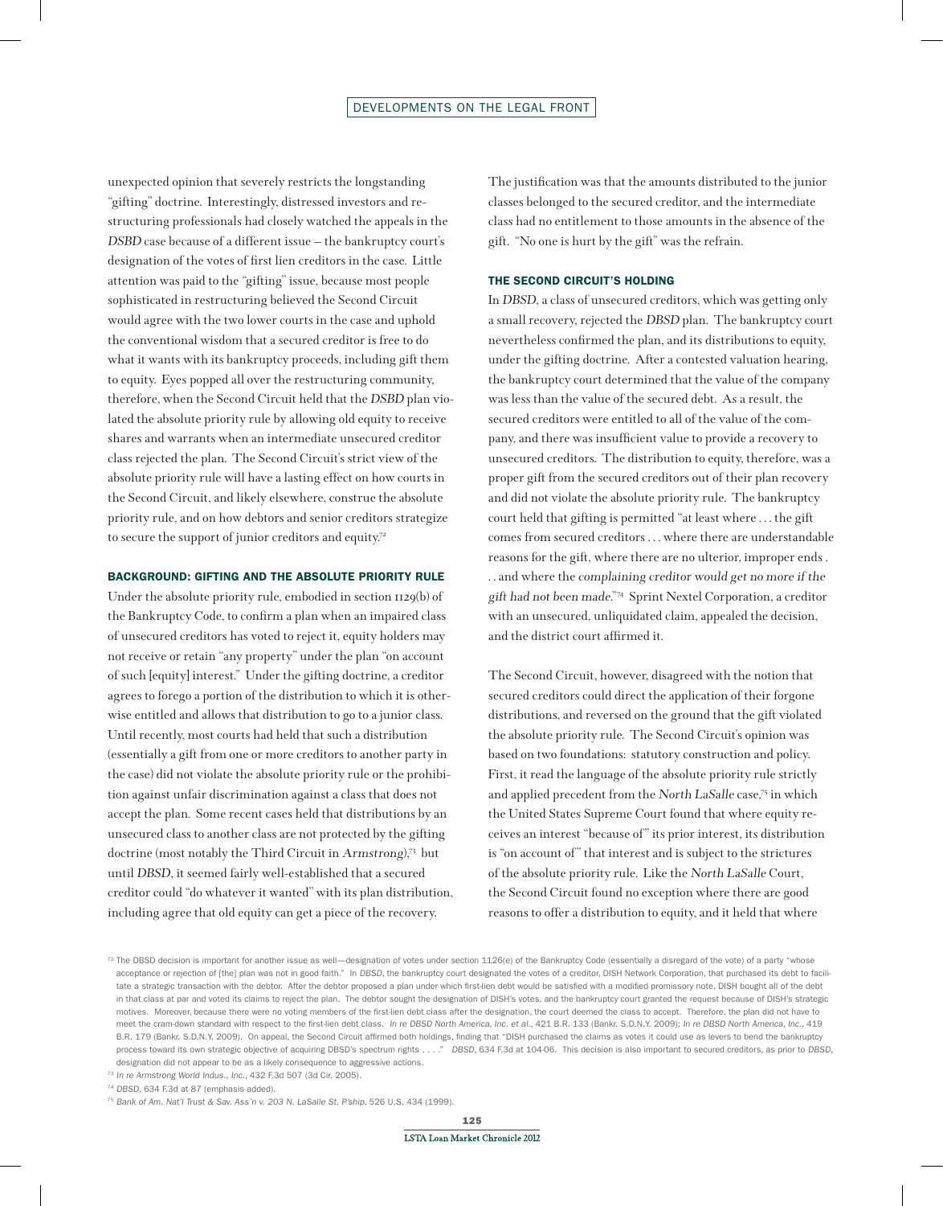unexpected opinion that severely restricts the longstanding "gifting" doctrine. Interestingly, distressed investors and restructuring professionals had closely watched the appeals in the *DSBD* case because of a different issue – the bankruptcy court's designation of the votes of first lien creditors in the case. Little attention was paid to the "gifting" issue, because most people sophisticated in restructuring believed the Second Circuit would agree with the two lower courts in the case and uphold the conventional wisdom that a secured creditor is free to do what it wants with its bankruptcy proceeds, including gift them to equity. Eyes popped all over the restructuring community, therefore, when the Second Circuit held that the *DSBD* plan violated the absolute priority rule by allowing old equity to receive shares and warrants when an intermediate unsecured creditor class rejected the plan. The Second Circuit's strict view of the absolute priority rule will have a lasting effect on how courts in the Second Circuit, and likely elsewhere, construe the absolute priority rule, and on how debtors and senior creditors strategize to secure the support of junior creditors and equity.[72]

### BACKGROUND: GIFTING AND THE ABSOLUTE PRIORITY RULE

Under the absolute priority rule, embodied in section 1129(b) of the Bankruptcy Code, to confirm a plan when an impaired class of unsecured creditors has voted to reject it, equity holders may not receive or retain "any property" under the plan "on account of such [equity] interest." Under the gifting doctrine, a creditor agrees to forego a portion of the distribution to which it is otherwise entitled and allows that distribution to go to a junior class. Until recently, most courts had held that such a distribution (essentially a gift from one or more creditors to another party in the case) did not violate the absolute priority rule or the prohibition against unfair discrimination against a class that does not accept the plan. Some recent cases held that distributions by an unsecured class to another class are not protected by the gifting doctrine (most notably the Third Circuit in *Armstrong*),[73] but until *DSBD*, it seemed fairly well-established that a secured creditor could "do whatever it wanted" with its plan distribution, including agree that old equity can get a piece of the recovery. The justification was that the amounts distributed to the junior classes belonged to the secured creditor, and the intermediate class had no entitlement to those amounts in the absence of the gift. "No one is hurt by the gift" was the refrain.

### THE SECOND CIRCUIT'S HOLDING

In *DSBD*, a class of unsecured creditors, which was getting only a small recovery, rejected the *DSBD* plan. The bankruptcy court nevertheless confirmed the plan, and its distributions to equity, under the gifting doctrine. After a contested valuation hearing, the bankruptcy court determined that the value of the company was less than the value of the secured debt. As a result, the secured creditors were entitled to all of the value of the company, and there was insufficient value to provide a recovery to unsecured creditors. The distribution to equity, therefore, was a proper gift from the secured creditors out of their plan recovery and did not violate the absolute priority rule. The bankruptcy court held that gifting is permitted "at least where . . . the gift comes from secured creditors . . . where there are understandable reasons for the gift, where there are no ulterior, improper ends . . . and where the *complaining creditor would get no more if the gift had not been made*."[74] Sprint Nextel Corporation, a creditor with an unsecured, unliquidated claim, appealed the decision, and the district court affirmed it.

The Second Circuit, however, disagreed with the notion that secured creditors could direct the application of their forgone distributions, and reversed on the ground that the gift violated the absolute priority rule. The Second Circuit's opinion was based on two foundations: statutory construction and policy. First, it read the language of the absolute priority rule strictly and applied precedent from the *North LaSalle* case,[75] in which the United States Supreme Court found that where equity receives an interest "because of" its prior interest, its distribution is "on account of" that interest and is subject to the strictures of the absolute priority rule. Like the *North LaSalle* Court, the Second Circuit found no exception where there are good reasons to offer a distribution to equity, and it held that where

[72] The DBSD decision is important for another issue as well—designation of votes under section 1126(e) of the Bankruptcy Code (essentially a disregard of the vote) of a party "whose acceptance or rejection of [the] plan was not in good faith." In *DBSD*, the bankruptcy court designated the votes of a creditor, DISH Network Corporation, that purchased its debt to facilitate a strategic transaction with the debtor. After the debtor proposed a plan under which first-lien debt would be satisfied with a modified promissory note, DISH bought all of the debt in that class at par and voted its claims to reject the plan. The debtor sought the designation of DISH's votes, and the bankruptcy court granted the request because of DISH's strategic motives. Moreover, because there were no voting members of the first-lien debt class after the designation, the court deemed the class to accept. Therefore, the plan did not have to meet the cram-down standard with respect to the first-lien debt class. *In re DBSD North America, Inc. et al.*, 421 B.R. 133 (Bankr. S.D.N.Y. 2009); *In re DBSD North America, Inc.*, 419 B.R. 179 (Bankr. S.D.N.Y. 2009). On appeal, the Second Circuit affirmed both holdings, finding that "DISH purchased the claims as votes it could use as levers to bend the bankruptcy process toward its own strategic objective of acquiring DBSD's spectrum rights . . . ." *DBSD*, 634 F.3d at 104-06. This decision is also important to secured creditors, as prior to *DBSD*, designation did not appear to be as a likely consequence to aggressive actions.

[73] *In re Armstrong World Indus., Inc.*, 432 F.3d 507 (3d Cir. 2005).

[74] *DBSD*, 634 F.3d at 87 (emphasis added).

[75] *Bank of Am. Nat'l Trust & Sav. Ass'n v. 203 N. LaSalle St. P'ship*, 526 U.S. 434 (1999).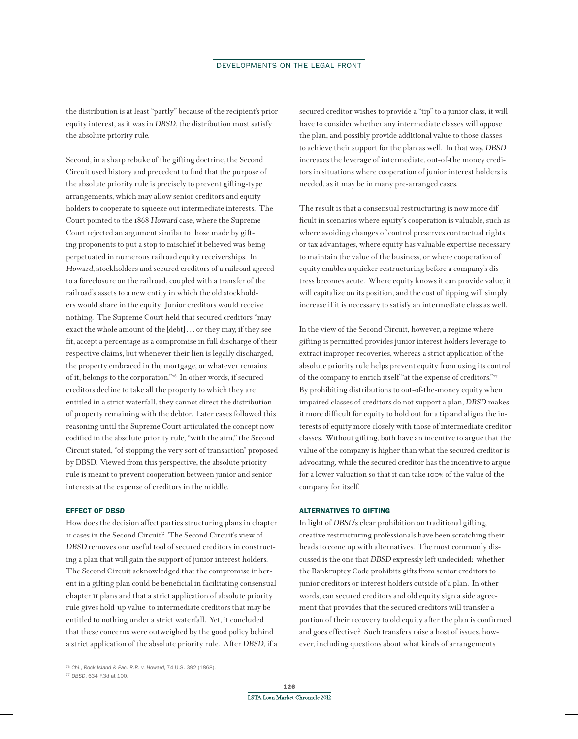the distribution is at least "partly" because of the recipient's prior equity interest, as it was in *DBSD*, the distribution must satisfy the absolute priority rule.

Second, in a sharp rebuke of the gifting doctrine, the Second Circuit used history and precedent to find that the purpose of the absolute priority rule is precisely to prevent gifting-type arrangements, which may allow senior creditors and equity holders to cooperate to squeeze out intermediate interests. The Court pointed to the 1868 *Howard* case, where the Supreme Court rejected an argument similar to those made by gifting proponents to put a stop to mischief it believed was being perpetuated in numerous railroad equity receiverships. In *Howard*, stockholders and secured creditors of a railroad agreed to a foreclosure on the railroad, coupled with a transfer of the railroad's assets to a new entity in which the old stockholders would share in the equity. Junior creditors would receive nothing. The Supreme Court held that secured creditors "may exact the whole amount of the [debt] . . . or they may, if they see fit, accept a percentage as a compromise in full discharge of their respective claims, but whenever their lien is legally discharged, the property embraced in the mortgage, or whatever remains of it, belongs to the corporation."[76] In other words, if secured creditors decline to take all the property to which they are entitled in a strict waterfall, they cannot direct the distribution of property remaining with the debtor. Later cases followed this reasoning until the Supreme Court articulated the concept now codified in the absolute priority rule, "with the aim," the Second Circuit stated, "of stopping the very sort of transaction" proposed by DBSD. Viewed from this perspective, the absolute priority rule is meant to prevent cooperation between junior and senior interests at the expense of creditors in the middle.

## EFFECT OF *DBSD*

How does the decision affect parties structuring plans in chapter 11 cases in the Second Circuit? The Second Circuit's view of *DBSD* removes one useful tool of secured creditors in constructing a plan that will gain the support of junior interest holders. The Second Circuit acknowledged that the compromise inherent in a gifting plan could be beneficial in facilitating consensual chapter 11 plans and that a strict application of absolute priority rule gives hold-up value to intermediate creditors that may be entitled to nothing under a strict waterfall. Yet, it concluded that these concerns were outweighed by the good policy behind a strict application of the absolute priority rule. After *DBSD*, if a secured creditor wishes to provide a "tip" to a junior class, it will have to consider whether any intermediate classes will oppose the plan, and possibly provide additional value to those classes to achieve their support for the plan as well. In that way, *DBSD* increases the leverage of intermediate, out-of-the money creditors in situations where cooperation of junior interest holders is needed, as it may be in many pre-arranged cases.

The result is that a consensual restructuring is now more difficult in scenarios where equity's cooperation is valuable, such as where avoiding changes of control preserves contractual rights or tax advantages, where equity has valuable expertise necessary to maintain the value of the business, or where cooperation of equity enables a quicker restructuring before a company's distress becomes acute. Where equity knows it can provide value, it will capitalize on its position, and the cost of tipping will simply increase if it is necessary to satisfy an intermediate class as well.

In the view of the Second Circuit, however, a regime where gifting is permitted provides junior interest holders leverage to extract improper recoveries, whereas a strict application of the absolute priority rule helps prevent equity from using its control of the company to enrich itself "at the expense of creditors."[77] By prohibiting distributions to out-of-the-money equity when impaired classes of creditors do not support a plan, *DBSD* makes it more difficult for equity to hold out for a tip and aligns the interests of equity more closely with those of intermediate creditor classes. Without gifting, both have an incentive to argue that the value of the company is higher than what the secured creditor is advocating, while the secured creditor has the incentive to argue for a lower valuation so that it can take 100% of the value of the company for itself.

## ALTERNATIVES TO GIFTING

In light of *DBSD*'s clear prohibition on traditional gifting, creative restructuring professionals have been scratching their heads to come up with alternatives. The most commonly discussed is the one that *DBSD* expressly left undecided: whether the Bankruptcy Code prohibits gifts from senior creditors to junior creditors or interest holders outside of a plan. In other words, can secured creditors and old equity sign a side agreement that provides that the secured creditors will transfer a portion of their recovery to old equity after the plan is confirmed and goes effective? Such transfers raise a host of issues, however, including questions about what kinds of arrangements

[76] *Chi., Rock Island & Pac. R.R. v. Howard*, 74 U.S. 392 (1868).

[77] *DBSD*, 634 F.3d at 100.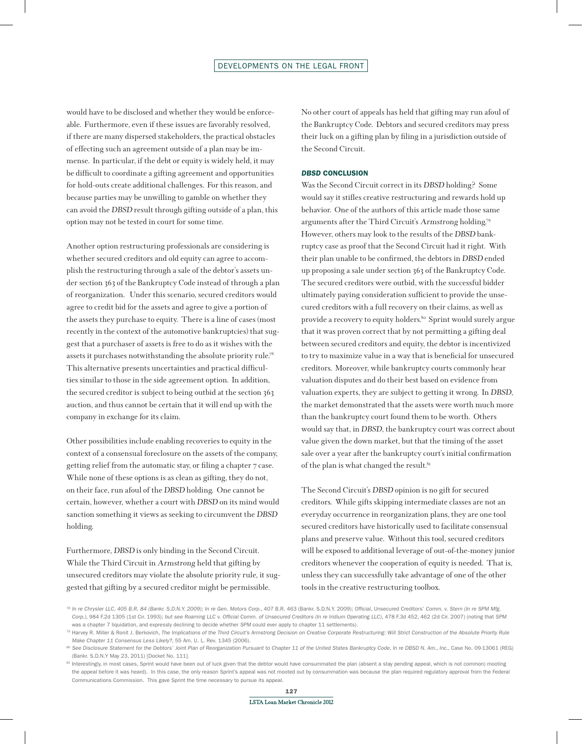would have to be disclosed and whether they would be enforceable. Furthermore, even if these issues are favorably resolved, if there are many dispersed stakeholders, the practical obstacles of effecting such an agreement outside of a plan may be immense. In particular, if the debt or equity is widely held, it may be difficult to coordinate a gifting agreement and opportunities for hold-outs create additional challenges. For this reason, and because parties may be unwilling to gamble on whether they can avoid the *DBSD* result through gifting outside of a plan, this option may not be tested in court for some time.

Another option restructuring professionals are considering is whether secured creditors and old equity can agree to accomplish the restructuring through a sale of the debtor's assets under section 363 of the Bankruptcy Code instead of through a plan of reorganization. Under this scenario, secured creditors would agree to credit bid for the assets and agree to give a portion of the assets they purchase to equity. There is a line of cases (most recently in the context of the automotive bankruptcies) that suggest that a purchaser of assets is free to do as it wishes with the assets it purchases notwithstanding the absolute priority rule.[78] This alternative presents uncertainties and practical difficulties similar to those in the side agreement option. In addition, the secured creditor is subject to being outbid at the section 363 auction, and thus cannot be certain that it will end up with the company in exchange for its claim.

Other possibilities include enabling recoveries to equity in the context of a consensual foreclosure on the assets of the company, getting relief from the automatic stay, or filing a chapter 7 case. While none of these options is as clean as gifting, they do not, on their face, run afoul of the *DBSD* holding. One cannot be certain, however, whether a court with *DBSD* on its mind would sanction something it views as seeking to circumvent the *DBSD* holding.

Furthermore, *DBSD* is only binding in the Second Circuit. While the Third Circuit in *Armstrong* held that gifting by unsecured creditors may violate the absolute priority rule, it suggested that gifting by a secured creditor might be permissible. No other court of appeals has held that gifting may run afoul of the Bankruptcy Code. Debtors and secured creditors may press their luck on a gifting plan by filing in a jurisdiction outside of the Second Circuit.

### *DBSD* CONCLUSION

Was the Second Circuit correct in its *DBSD* holding? Some would say it stifles creative restructuring and rewards hold up behavior. One of the authors of this article made those same arguments after the Third Circuit's *Armstrong* holding.[79] However, others may look to the results of the *DBSD* bankruptcy case as proof that the Second Circuit had it right. With their plan unable to be confirmed, the debtors in *DBSD* ended up proposing a sale under section 363 of the Bankruptcy Code. The secured creditors were outbid, with the successful bidder ultimately paying consideration sufficient to provide the unsecured creditors with a full recovery on their claims, as well as provide a recovery to equity holders.[80] Sprint would surely argue that it was proven correct that by not permitting a gifting deal between secured creditors and equity, the debtor is incentivized to try to maximize value in a way that is beneficial for unsecured creditors. Moreover, while bankruptcy courts commonly hear valuation disputes and do their best based on evidence from valuation experts, they are subject to getting it wrong. In *DBSD*, the market demonstrated that the assets were worth much more than the bankruptcy court found them to be worth. Others would say that, in *DBSD*, the bankruptcy court was correct about value given the down market, but that the timing of the asset sale over a year after the bankruptcy court's initial confirmation of the plan is what changed the result.[81]

The Second Circuit's *DBSD* opinion is no gift for secured creditors. While gifts skipping intermediate classes are not an everyday occurrence in reorganization plans, they are one tool secured creditors have historically used to facilitate consensual plans and preserve value. Without this tool, secured creditors will be exposed to additional leverage of out-of-the-money junior creditors whenever the cooperation of equity is needed. That is, unless they can successfully take advantage of one of the other tools in the creative restructuring toolbox.

---

[78] *In re Chrysler LLC, 405 B.R. 84 (Bankr. S.D.N.Y. 2009); In re Gen. Motors Corp.*, 407 B.R. 463 (Bankr. S.D.N.Y. 2009); Official, Unsecured Creditors' *Comm. v. Stern (In re SPM Mfg. Corp.)*, 984 F.2d 1305 (1st Cir. 1993); *but see Roaming LLC v. Official Comm. of Unsecured Creditors (In re Iridium Operating LLC)*, 478 F.3d 452, 462 (2d Cir. 2007) (noting that *SPM* was a chapter 7 liquidation, and expressly declining to decide whether *SPM* could ever apply to chapter 11 settlements).

[79] Harvey R. Miller & Ronit J. Berkovich, *The Implications of the Third Circuit's Armstrong Decision on Creative Corporate Restructuring: Will Strict Construction of the Absolute Priority Rule Make Chapter 11 Consensus Less Likely?*, 55 Am. U. L. Rev. 1345 (2006).

[80] *See Disclosure Statement for the Debtors' Joint Plan of Reorganization Pursuant to Chapter 11 of the United States Bankruptcy Code, In re DBSD N. Am., Inc.*, Case No. 09-13061 (REG) (Bankr. S.D.N.Y May 23, 2011) [Docket No. 111].

[81] Interestingly, in most cases, Sprint would have been out of luck given that the debtor would have consummated the plan (absent a stay pending appeal, which is not common) mooting the appeal before it was heard). In this case, the only reason Sprint's appeal was not mooted out by consummation was because the plan required regulatory approval from the Federal Communications Commission. This gave Sprint the time necessary to pursue its appeal.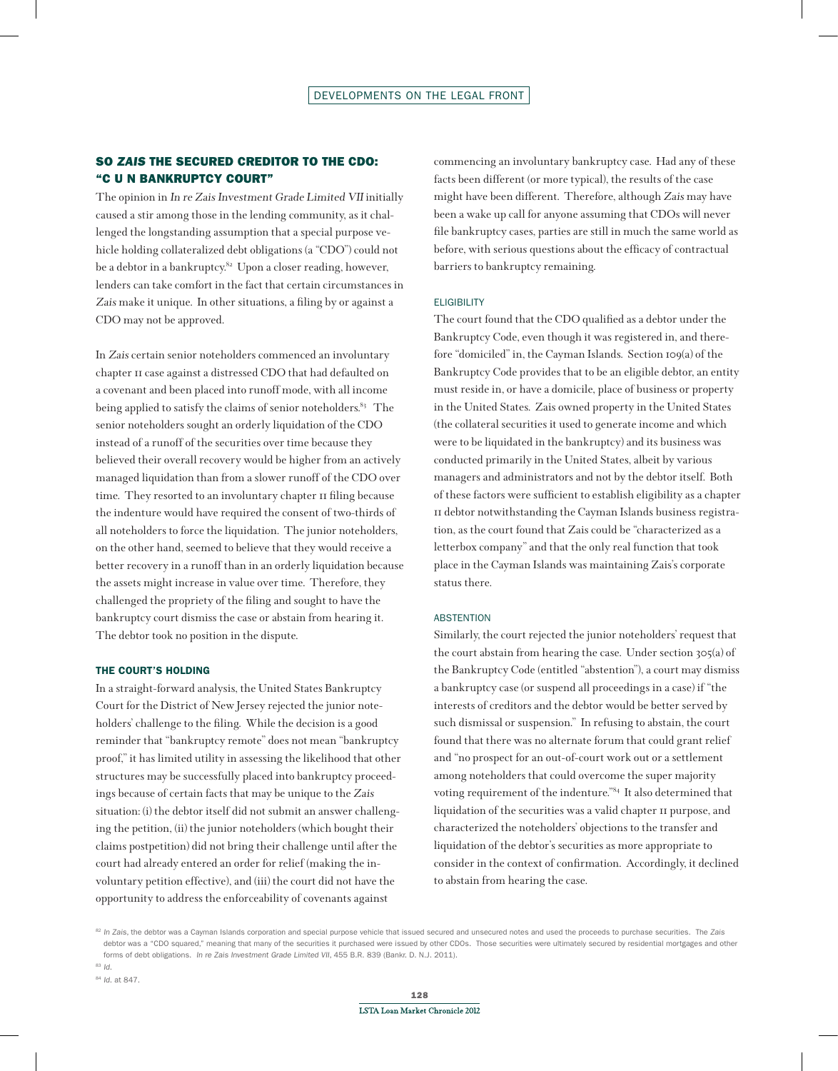## SO *ZAIS* THE SECURED CREDITOR TO THE CDO: "C U N BANKRUPTCY COURT"

The opinion in *In re Zais Investment Grade Limited VII* initially caused a stir among those in the lending community, as it challenged the longstanding assumption that a special purpose vehicle holding collateralized debt obligations (a "CDO") could not be a debtor in a bankruptcy.[82] Upon a closer reading, however, lenders can take comfort in the fact that certain circumstances in *Zais* make it unique. In other situations, a filing by or against a CDO may not be approved.

In *Zais* certain senior noteholders commenced an involuntary chapter 11 case against a distressed CDO that had defaulted on a covenant and been placed into runoff mode, with all income being applied to satisfy the claims of senior noteholders.[83] The senior noteholders sought an orderly liquidation of the CDO instead of a runoff of the securities over time because they believed their overall recovery would be higher from an actively managed liquidation than from a slower runoff of the CDO over time. They resorted to an involuntary chapter 11 filing because the indenture would have required the consent of two-thirds of all noteholders to force the liquidation. The junior noteholders, on the other hand, seemed to believe that they would receive a better recovery in a runoff than in an orderly liquidation because the assets might increase in value over time. Therefore, they challenged the propriety of the filing and sought to have the bankruptcy court dismiss the case or abstain from hearing it. The debtor took no position in the dispute.

### THE COURT'S HOLDING

In a straight-forward analysis, the United States Bankruptcy Court for the District of New Jersey rejected the junior noteholders' challenge to the filing. While the decision is a good reminder that "bankruptcy remote" does not mean "bankruptcy proof," it has limited utility in assessing the likelihood that other structures may be successfully placed into bankruptcy proceedings because of certain facts that may be unique to the *Zais* situation: (i) the debtor itself did not submit an answer challenging the petition, (ii) the junior noteholders (which bought their claims postpetition) did not bring their challenge until after the court had already entered an order for relief (making the involuntary petition effective), and (iii) the court did not have the opportunity to address the enforceability of covenants against commencing an involuntary bankruptcy case. Had any of these facts been different (or more typical), the results of the case might have been different. Therefore, although *Zais* may have been a wake up call for anyone assuming that CDOs will never file bankruptcy cases, parties are still in much the same world as before, with serious questions about the efficacy of contractual barriers to bankruptcy remaining.

#### ELIGIBILITY

The court found that the CDO qualified as a debtor under the Bankruptcy Code, even though it was registered in, and therefore "domiciled" in, the Cayman Islands. Section 109(a) of the Bankruptcy Code provides that to be an eligible debtor, an entity must reside in, or have a domicile, place of business or property in the United States. Zais owned property in the United States (the collateral securities it used to generate income and which were to be liquidated in the bankruptcy) and its business was conducted primarily in the United States, albeit by various managers and administrators and not by the debtor itself. Both of these factors were sufficient to establish eligibility as a chapter 11 debtor notwithstanding the Cayman Islands business registration, as the court found that Zais could be "characterized as a letterbox company" and that the only real function that took place in the Cayman Islands was maintaining Zais's corporate status there.

#### ABSTENTION

Similarly, the court rejected the junior noteholders' request that the court abstain from hearing the case. Under section 305(a) of the Bankruptcy Code (entitled "abstention"), a court may dismiss a bankruptcy case (or suspend all proceedings in a case) if "the interests of creditors and the debtor would be better served by such dismissal or suspension." In refusing to abstain, the court found that there was no alternate forum that could grant relief and "no prospect for an out-of-court work out or a settlement among noteholders that could overcome the super majority voting requirement of the indenture."[84] It also determined that liquidation of the securities was a valid chapter 11 purpose, and characterized the noteholders' objections to the transfer and liquidation of the debtor's securities as more appropriate to consider in the context of confirmation. Accordingly, it declined to abstain from hearing the case.

---

[82] *In Zais*, the debtor was a Cayman Islands corporation and special purpose vehicle that issued secured and unsecured notes and used the proceeds to purchase securities. The *Zais* debtor was a "CDO squared," meaning that many of the securities it purchased were issued by other CDOs. Those securities were ultimately secured by residential mortgages and other forms of debt obligations. *In re Zais Investment Grade Limited VII*, 455 B.R. 839 (Bankr. D. N.J. 2011).

[83] *Id.*

[84] *Id.* at 847.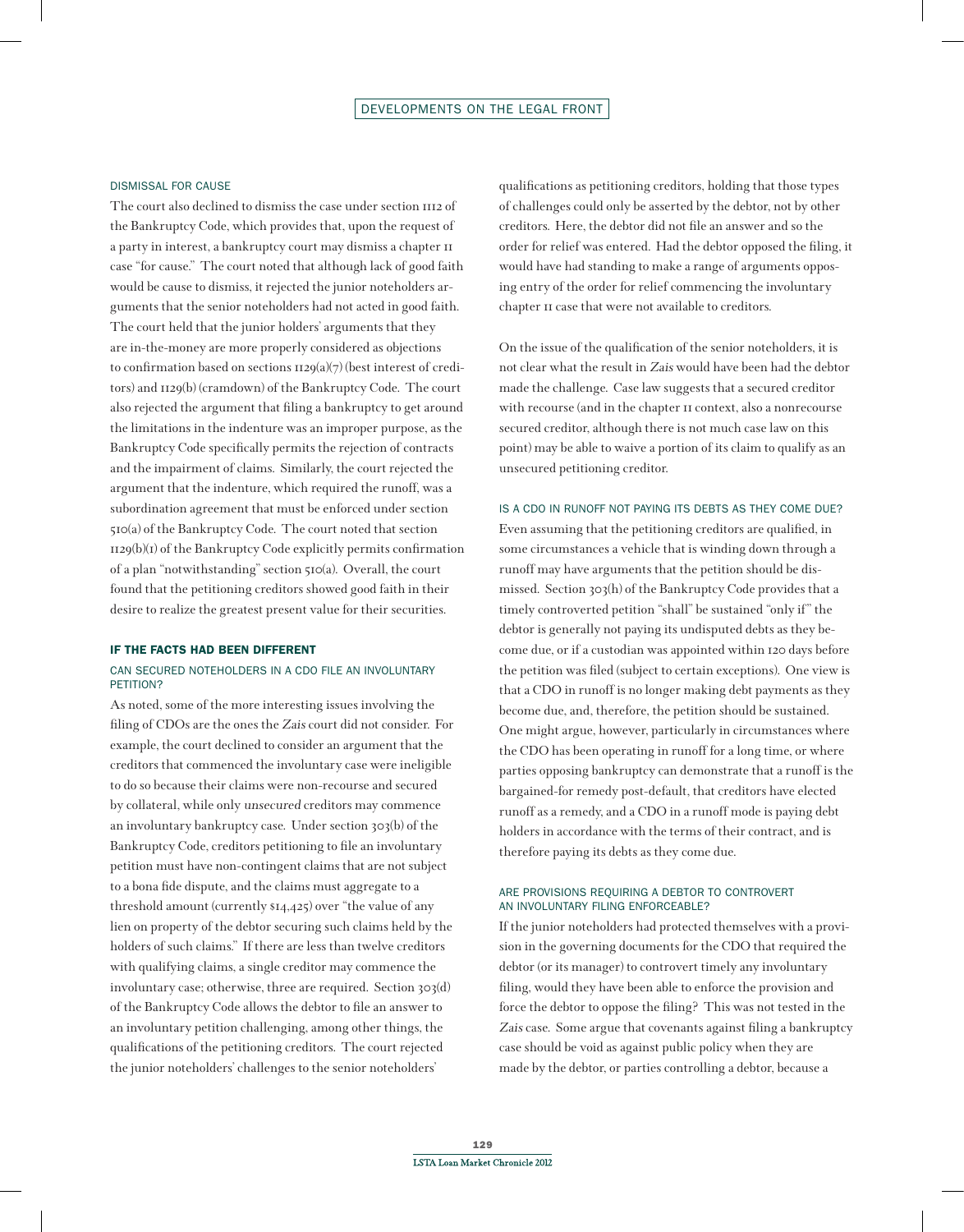### DISMISSAL FOR CAUSE

The court also declined to dismiss the case under section 1112 of the Bankruptcy Code, which provides that, upon the request of a party in interest, a bankruptcy court may dismiss a chapter 11 case "for cause." The court noted that although lack of good faith would be cause to dismiss, it rejected the junior noteholders arguments that the senior noteholders had not acted in good faith. The court held that the junior holders' arguments that they are in-the-money are more properly considered as objections to confirmation based on sections 1129(a)(7) (best interest of creditors) and 1129(b) (cramdown) of the Bankruptcy Code. The court also rejected the argument that filing a bankruptcy to get around the limitations in the indenture was an improper purpose, as the Bankruptcy Code specifically permits the rejection of contracts and the impairment of claims. Similarly, the court rejected the argument that the indenture, which required the runoff, was a subordination agreement that must be enforced under section 510(a) of the Bankruptcy Code. The court noted that section 1129(b)(1) of the Bankruptcy Code explicitly permits confirmation of a plan "notwithstanding" section 510(a). Overall, the court found that the petitioning creditors showed good faith in their desire to realize the greatest present value for their securities.

## IF THE FACTS HAD BEEN DIFFERENT

### CAN SECURED NOTEHOLDERS IN A CDO FILE AN INVOLUNTARY PETITION?

As noted, some of the more interesting issues involving the filing of CDOs are the ones the *Zais* court did not consider. For example, the court declined to consider an argument that the creditors that commenced the involuntary case were ineligible to do so because their claims were non-recourse and secured by collateral, while only *unsecured* creditors may commence an involuntary bankruptcy case. Under section 303(b) of the Bankruptcy Code, creditors petitioning to file an involuntary petition must have non-contingent claims that are not subject to a bona fide dispute, and the claims must aggregate to a threshold amount (currently $14,425) over "the value of any lien on property of the debtor securing such claims held by the holders of such claims." If there are less than twelve creditors with qualifying claims, a single creditor may commence the involuntary case; otherwise, three are required. Section 303(d) of the Bankruptcy Code allows the debtor to file an answer to an involuntary petition challenging, among other things, the qualifications of the petitioning creditors. The court rejected the junior noteholders' challenges to the senior noteholders' qualifications as petitioning creditors, holding that those types of challenges could only be asserted by the debtor, not by other creditors. Here, the debtor did not file an answer and so the order for relief was entered. Had the debtor opposed the filing, it would have had standing to make a range of arguments opposing entry of the order for relief commencing the involuntary chapter 11 case that were not available to creditors.

On the issue of the qualification of the senior noteholders, it is not clear what the result in *Zais* would have been had the debtor made the challenge. Case law suggests that a secured creditor with recourse (and in the chapter 11 context, also a nonrecourse secured creditor, although there is not much case law on this point) may be able to waive a portion of its claim to qualify as an unsecured petitioning creditor.

### IS A CDO IN RUNOFF NOT PAYING ITS DEBTS AS THEY COME DUE?

Even assuming that the petitioning creditors are qualified, in some circumstances a vehicle that is winding down through a runoff may have arguments that the petition should be dismissed. Section 303(h) of the Bankruptcy Code provides that a timely controverted petition "shall" be sustained "only if" the debtor is generally not paying its undisputed debts as they become due, or if a custodian was appointed within 120 days before the petition was filed (subject to certain exceptions). One view is that a CDO in runoff is no longer making debt payments as they become due, and, therefore, the petition should be sustained. One might argue, however, particularly in circumstances where the CDO has been operating in runoff for a long time, or where parties opposing bankruptcy can demonstrate that a runoff is the bargained-for remedy post-default, that creditors have elected runoff as a remedy, and a CDO in a runoff mode is paying debt holders in accordance with the terms of their contract, and is therefore paying its debts as they come due.

### ARE PROVISIONS REQUIRING A DEBTOR TO CONTROVERT AN INVOLUNTARY FILING ENFORCEABLE?

If the junior noteholders had protected themselves with a provision in the governing documents for the CDO that required the debtor (or its manager) to controvert timely any involuntary filing, would they have been able to enforce the provision and force the debtor to oppose the filing? This was not tested in the *Zais* case. Some argue that covenants against filing a bankruptcy case should be void as against public policy when they are made by the debtor, or parties controlling a debtor, because a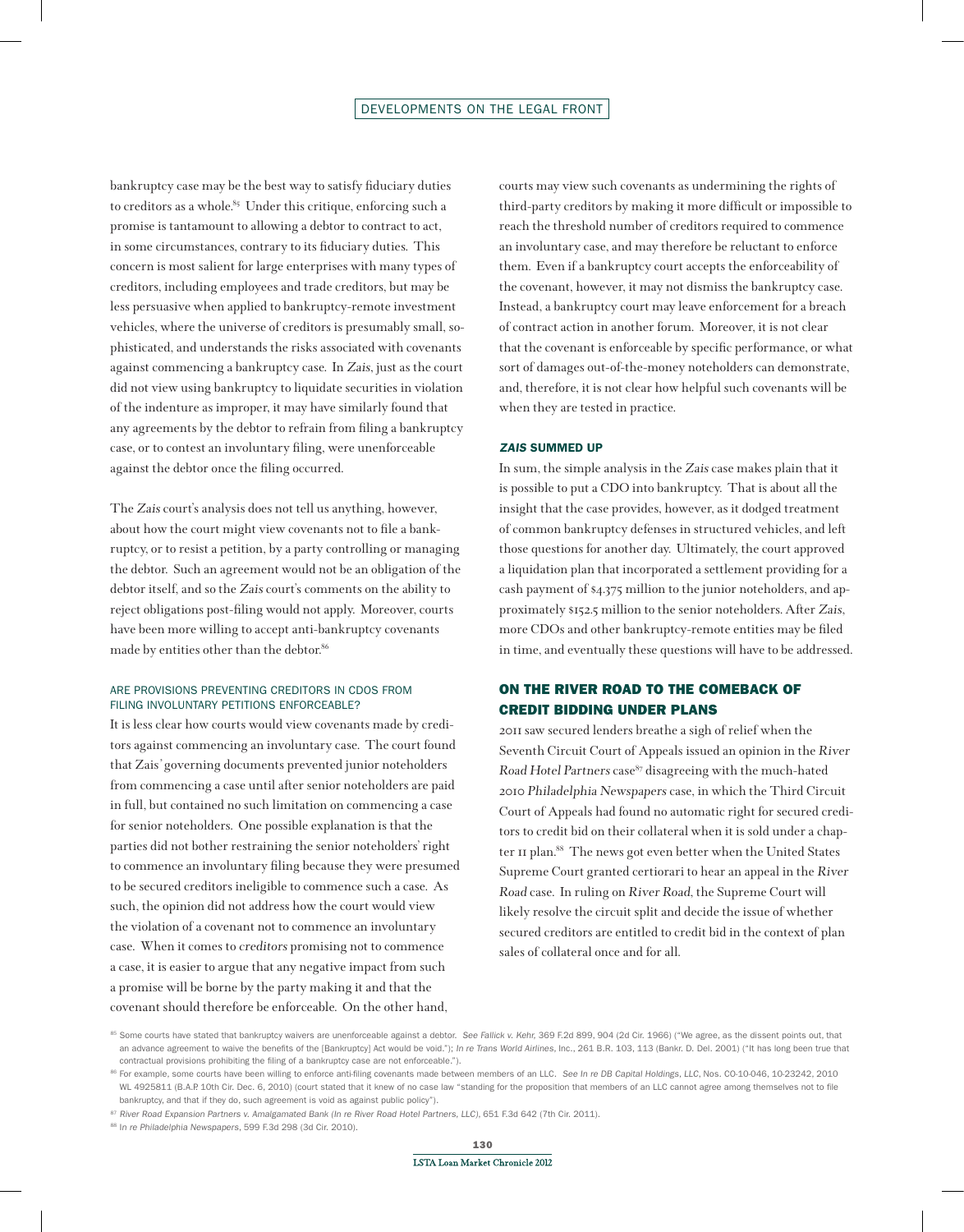bankruptcy case may be the best way to satisfy fiduciary duties to creditors as a whole.[85] Under this critique, enforcing such a promise is tantamount to allowing a debtor to contract to act, in some circumstances, contrary to its fiduciary duties. This concern is most salient for large enterprises with many types of creditors, including employees and trade creditors, but may be less persuasive when applied to bankruptcy-remote investment vehicles, where the universe of creditors is presumably small, sophisticated, and understands the risks associated with covenants against commencing a bankruptcy case. In *Zais*, just as the court did not view using bankruptcy to liquidate securities in violation of the indenture as improper, it may have similarly found that any agreements by the debtor to refrain from filing a bankruptcy case, or to contest an involuntary filing, were unenforceable against the debtor once the filing occurred.

The *Zais* court's analysis does not tell us anything, however, about how the court might view covenants not to file a bankruptcy, or to resist a petition, by a party controlling or managing the debtor. Such an agreement would not be an obligation of the debtor itself, and so the *Zais* court's comments on the ability to reject obligations post-filing would not apply. Moreover, courts have been more willing to accept anti-bankruptcy covenants made by entities other than the debtor.[86]

### ARE PROVISIONS PREVENTING CREDITORS IN CDOS FROM FILING INVOLUNTARY PETITIONS ENFORCEABLE?

It is less clear how courts would view covenants made by creditors against commencing an involuntary case. The court found that Zais' governing documents prevented junior noteholders from commencing a case until after senior noteholders are paid in full, but contained no such limitation on commencing a case for senior noteholders. One possible explanation is that the parties did not bother restraining the senior noteholders' right to commence an involuntary filing because they were presumed to be secured creditors ineligible to commence such a case. As such, the opinion did not address how the court would view the violation of a covenant not to commence an involuntary case. When it comes to *creditors* promising not to commence a case, it is easier to argue that any negative impact from such a promise will be borne by the party making it and that the covenant should therefore be enforceable. On the other hand, courts may view such covenants as undermining the rights of third-party creditors by making it more difficult or impossible to reach the threshold number of creditors required to commence an involuntary case, and may therefore be reluctant to enforce them. Even if a bankruptcy court accepts the enforceability of the covenant, however, it may not dismiss the bankruptcy case. Instead, a bankruptcy court may leave enforcement for a breach of contract action in another forum. Moreover, it is not clear that the covenant is enforceable by specific performance, or what sort of damages out-of-the-money noteholders can demonstrate, and, therefore, it is not clear how helpful such covenants will be when they are tested in practice.

### *ZAIS* SUMMED UP

In sum, the simple analysis in the *Zais* case makes plain that it is possible to put a CDO into bankruptcy. That is about all the insight that the case provides, however, as it dodged treatment of common bankruptcy defenses in structured vehicles, and left those questions for another day. Ultimately, the court approved a liquidation plan that incorporated a settlement providing for a cash payment of $4.375 million to the junior noteholders, and approximately $152.5 million to the senior noteholders. After *Zais*, more CDOs and other bankruptcy-remote entities may be filed in time, and eventually these questions will have to be addressed.

## ON THE RIVER ROAD TO THE COMEBACK OF CREDIT BIDDING UNDER PLANS

2011 saw secured lenders breathe a sigh of relief when the Seventh Circuit Court of Appeals issued an opinion in the *River Road Hotel Partners* case[87] disagreeing with the much-hated 2010 *Philadelphia Newspapers* case, in which the Third Circuit Court of Appeals had found no automatic right for secured creditors to credit bid on their collateral when it is sold under a chapter 11 plan.[88] The news got even better when the United States Supreme Court granted certiorari to hear an appeal in the *River Road* case. In ruling on *River Road*, the Supreme Court will likely resolve the circuit split and decide the issue of whether secured creditors are entitled to credit bid in the context of plan sales of collateral once and for all.

---

[85] Some courts have stated that bankruptcy waivers are unenforceable against a debtor. *See Fallick v. Kehr*, 369 F.2d 899, 904 (2d Cir. 1966) ("We agree, as the dissent points out, that an advance agreement to waive the benefits of the [Bankruptcy] Act would be void."); *In re Trans World Airlines*, Inc., 261 B.R. 103, 113 (Bankr. D. Del. 2001) ("It has long been true that contractual provisions prohibiting the filing of a bankruptcy case are not enforceable.").

[86] For example, some courts have been willing to enforce anti-filing covenants made between members of an LLC. *See In re DB Capital Holdings, LLC*, Nos. CO-10-046, 10-23242, 2010 WL 4925811 (B.A.P. 10th Cir. Dec. 6, 2010) (court stated that it knew of no case law "standing for the proposition that members of an LLC cannot agree among themselves not to file bankruptcy, and that if they do, such agreement is void as against public policy").

[87] *River Road Expansion Partners v. Amalgamated Bank (In re River Road Hotel Partners, LLC)*, 651 F.3d 642 (7th Cir. 2011).

[88] *In re Philadelphia Newspapers*, 599 F.3d 298 (3d Cir. 2010).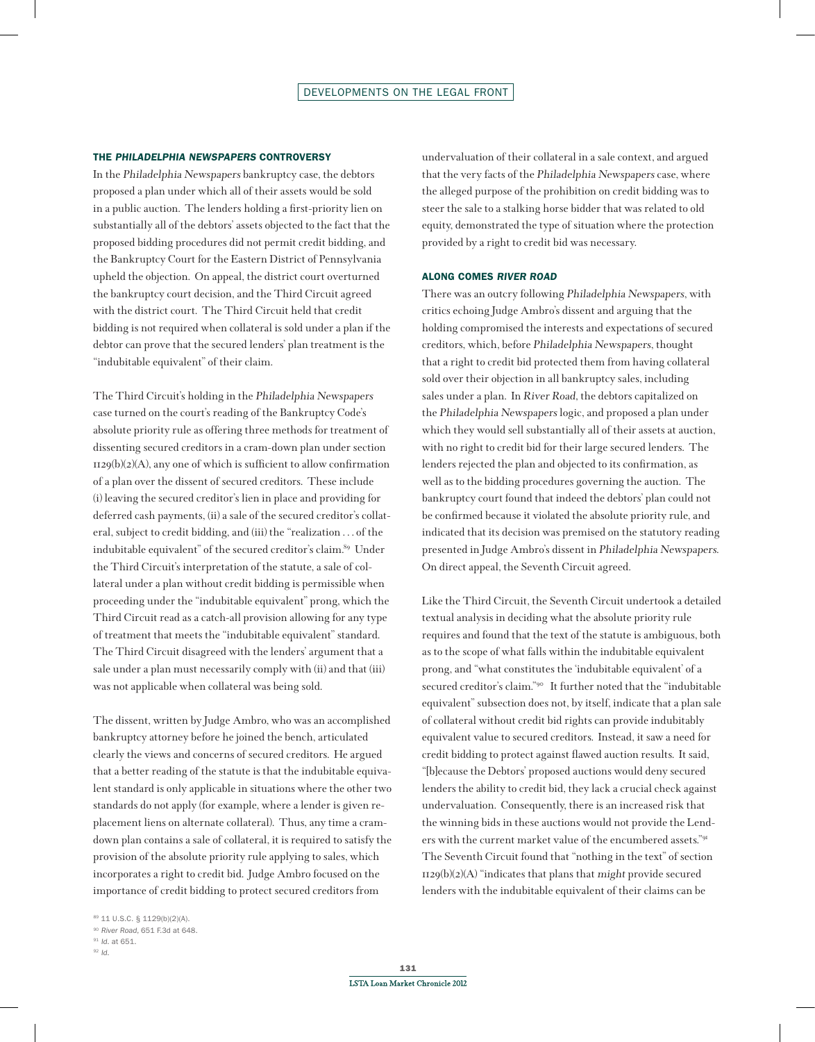### THE *PHILADELPHIA NEWSPAPERS* CONTROVERSY

In the *Philadelphia Newspapers* bankruptcy case, the debtors proposed a plan under which all of their assets would be sold in a public auction. The lenders holding a first-priority lien on substantially all of the debtors' assets objected to the fact that the proposed bidding procedures did not permit credit bidding, and the Bankruptcy Court for the Eastern District of Pennsylvania upheld the objection. On appeal, the district court overturned the bankruptcy court decision, and the Third Circuit agreed with the district court. The Third Circuit held that credit bidding is not required when collateral is sold under a plan if the debtor can prove that the secured lenders' plan treatment is the "indubitable equivalent" of their claim.

The Third Circuit's holding in the *Philadelphia Newspapers* case turned on the court's reading of the Bankruptcy Code's absolute priority rule as offering three methods for treatment of dissenting secured creditors in a cram-down plan under section 1129(b)(2)(A), any one of which is sufficient to allow confirmation of a plan over the dissent of secured creditors. These include (i) leaving the secured creditor's lien in place and providing for deferred cash payments, (ii) a sale of the secured creditor's collateral, subject to credit bidding, and (iii) the "realization . . . of the indubitable equivalent" of the secured creditor's claim.[89] Under the Third Circuit's interpretation of the statute, a sale of collateral under a plan without credit bidding is permissible when proceeding under the "indubitable equivalent" prong, which the Third Circuit read as a catch-all provision allowing for any type of treatment that meets the "indubitable equivalent" standard. The Third Circuit disagreed with the lenders' argument that a sale under a plan must necessarily comply with (ii) and that (iii) was not applicable when collateral was being sold.

The dissent, written by Judge Ambro, who was an accomplished bankruptcy attorney before he joined the bench, articulated clearly the views and concerns of secured creditors. He argued that a better reading of the statute is that the indubitable equivalent standard is only applicable in situations where the other two standards do not apply (for example, where a lender is given replacement liens on alternate collateral). Thus, any time a cram-down plan contains a sale of collateral, it is required to satisfy the provision of the absolute priority rule applying to sales, which incorporates a right to credit bid. Judge Ambro focused on the importance of credit bidding to protect secured creditors from undervaluation of their collateral in a sale context, and argued that the very facts of the *Philadelphia Newspapers* case, where the alleged purpose of the prohibition on credit bidding was to steer the sale to a stalking horse bidder that was related to old equity, demonstrated the type of situation where the protection provided by a right to credit bid was necessary.

### ALONG COMES *RIVER ROAD*

There was an outcry following *Philadelphia Newspapers*, with critics echoing Judge Ambro's dissent and arguing that the holding compromised the interests and expectations of secured creditors, which, before *Philadelphia Newspapers*, thought that a right to credit bid protected them from having collateral sold over their objection in all bankruptcy sales, including sales under a plan. In *River Road*, the debtors capitalized on the *Philadelphia Newspapers* logic, and proposed a plan under which they would sell substantially all of their assets at auction, with no right to credit bid for their large secured lenders. The lenders rejected the plan and objected to its confirmation, as well as to the bidding procedures governing the auction. The bankruptcy court found that indeed the debtors' plan could not be confirmed because it violated the absolute priority rule, and indicated that its decision was premised on the statutory reading presented in Judge Ambro's dissent in *Philadelphia Newspapers*. On direct appeal, the Seventh Circuit agreed.

Like the Third Circuit, the Seventh Circuit undertook a detailed textual analysis in deciding what the absolute priority rule requires and found that the text of the statute is ambiguous, both as to the scope of what falls within the indubitable equivalent prong, and "what constitutes the 'indubitable equivalent' of a secured creditor's claim."[90] It further noted that the "indubitable equivalent" subsection does not, by itself, indicate that a plan sale of collateral without credit bid rights can provide indubitably equivalent value to secured creditors. Instead, it saw a need for credit bidding to protect against flawed auction results. It said, "[b]ecause the Debtors' proposed auctions would deny secured lenders the ability to credit bid, they lack a crucial check against undervaluation. Consequently, there is an increased risk that the winning bids in these auctions would not provide the Lenders with the current market value of the encumbered assets."[91] The Seventh Circuit found that "nothing in the text" of section 1129(b)(2)(A) "indicates that plans that *might* provide secured lenders with the indubitable equivalent of their claims can be

[89] 11 U.S.C. § 1129(b)(2)(A).

[90] *River Road*, 651 F.3d at 648.

[91] *Id.* at 651.

[92] *Id.*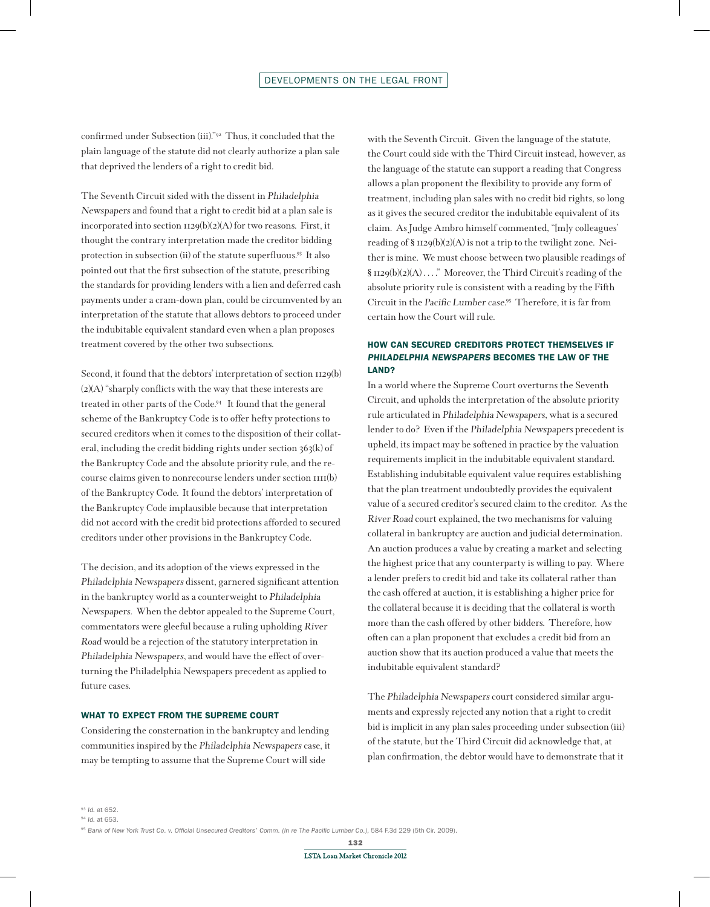confirmed under Subsection (iii)."[92] Thus, it concluded that the plain language of the statute did not clearly authorize a plan sale that deprived the lenders of a right to credit bid.

The Seventh Circuit sided with the dissent in *Philadelphia Newspapers* and found that a right to credit bid at a plan sale is incorporated into section 1129(b)(2)(A) for two reasons. First, it thought the contrary interpretation made the creditor bidding protection in subsection (ii) of the statute superfluous.[93] It also pointed out that the first subsection of the statute, prescribing the standards for providing lenders with a lien and deferred cash payments under a cram-down plan, could be circumvented by an interpretation of the statute that allows debtors to proceed under the indubitable equivalent standard even when a plan proposes treatment covered by the other two subsections.

Second, it found that the debtors' interpretation of section 1129(b)(2)(A) "sharply conflicts with the way that these interests are treated in other parts of the Code.[94] It found that the general scheme of the Bankruptcy Code is to offer hefty protections to secured creditors when it comes to the disposition of their collateral, including the credit bidding rights under section 363(k) of the Bankruptcy Code and the absolute priority rule, and the recourse claims given to nonrecourse lenders under section 1111(b) of the Bankruptcy Code. It found the debtors' interpretation of the Bankruptcy Code implausible because that interpretation did not accord with the credit bid protections afforded to secured creditors under other provisions in the Bankruptcy Code.

The decision, and its adoption of the views expressed in the *Philadelphia Newspapers* dissent, garnered significant attention in the bankruptcy world as a counterweight to *Philadelphia Newspapers*. When the debtor appealed to the Supreme Court, commentators were gleeful because a ruling upholding *River Road* would be a rejection of the statutory interpretation in *Philadelphia Newspapers*, and would have the effect of overturning the Philadelphia Newspapers precedent as applied to future cases.

### WHAT TO EXPECT FROM THE SUPREME COURT

Considering the consternation in the bankruptcy and lending communities inspired by the *Philadelphia Newspapers* case, it may be tempting to assume that the Supreme Court will side with the Seventh Circuit. Given the language of the statute, the Court could side with the Third Circuit instead, however, as the language of the statute can support a reading that Congress allows a plan proponent the flexibility to provide any form of treatment, including plan sales with no credit bid rights, so long as it gives the secured creditor the indubitable equivalent of its claim. As Judge Ambro himself commented, "[m]y colleagues' reading of § 1129(b)(2)(A) is not a trip to the twilight zone. Neither is mine. We must choose between two plausible readings of § 1129(b)(2)(A) . . . ." Moreover, the Third Circuit's reading of the absolute priority rule is consistent with a reading by the Fifth Circuit in the *Pacific Lumber* case.[95] Therefore, it is far from certain how the Court will rule.

### HOW CAN SECURED CREDITORS PROTECT THEMSELVES IF *PHILADELPHIA NEWSPAPERS* BECOMES THE LAW OF THE LAND?

In a world where the Supreme Court overturns the Seventh Circuit, and upholds the interpretation of the absolute priority rule articulated in *Philadelphia Newspapers*, what is a secured lender to do? Even if the *Philadelphia Newspapers* precedent is upheld, its impact may be softened in practice by the valuation requirements implicit in the indubitable equivalent standard. Establishing indubitable equivalent value requires establishing that the plan treatment undoubtedly provides the equivalent value of a secured creditor's secured claim to the creditor. As the *River Road* court explained, the two mechanisms for valuing collateral in bankruptcy are auction and judicial determination. An auction produces a value by creating a market and selecting the highest price that any counterparty is willing to pay. Where a lender prefers to credit bid and take its collateral rather than the cash offered at auction, it is establishing a higher price for the collateral because it is deciding that the collateral is worth more than the cash offered by other bidders. Therefore, how often can a plan proponent that excludes a credit bid from an auction show that its auction produced a value that meets the indubitable equivalent standard?

The *Philadelphia Newspapers* court considered similar arguments and expressly rejected any notion that a right to credit bid is implicit in any plan sales proceeding under subsection (iii) of the statute, but the Third Circuit did acknowledge that, at plan confirmation, the debtor would have to demonstrate that it

---

[93] *Id.* at 652.

[94] *Id.* at 653.

[95] *Bank of New York Trust Co. v. Official Unsecured Creditors' Comm. (In re The Pacific Lumber Co.)*, 584 F.3d 229 (5th Cir. 2009).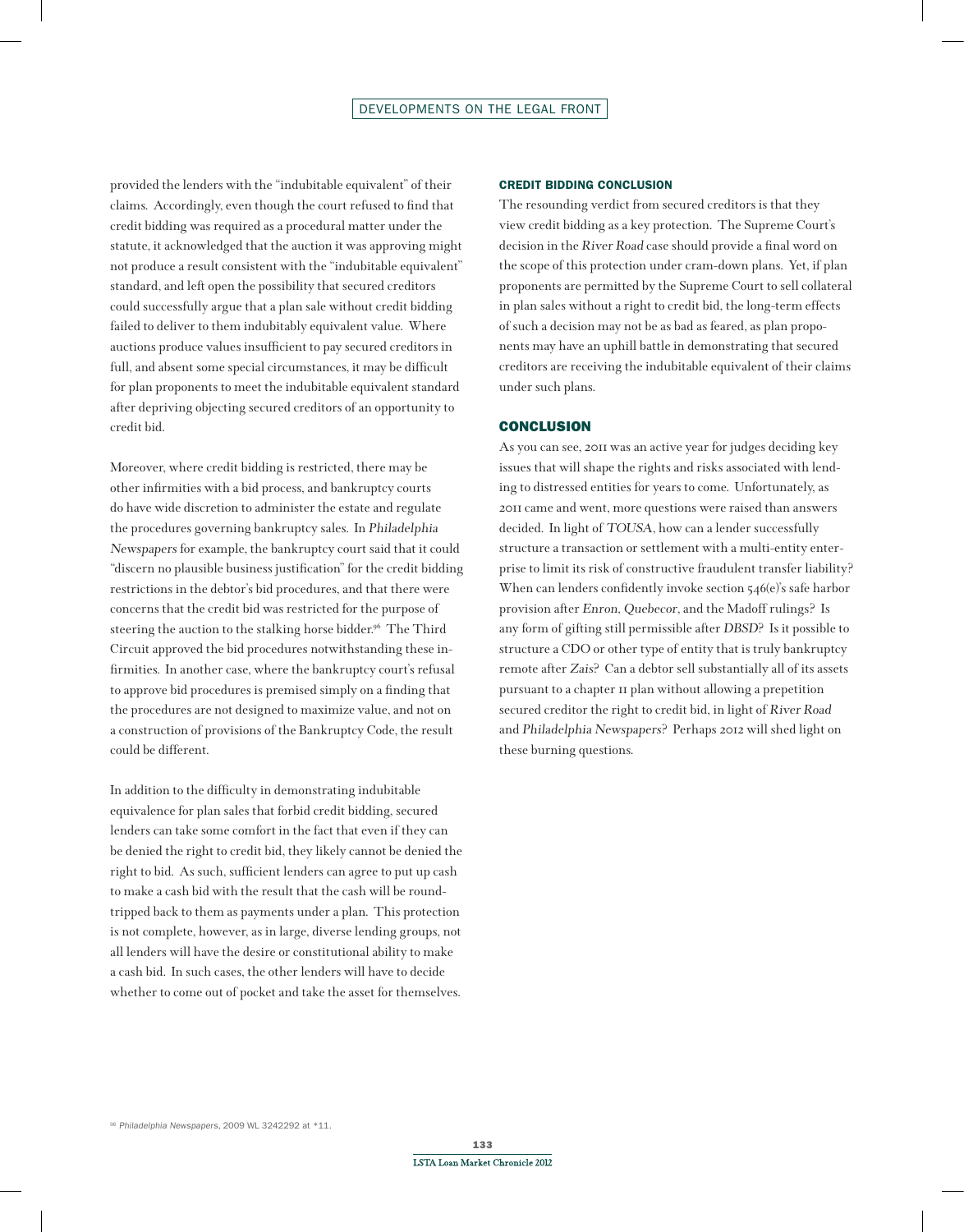provided the lenders with the "indubitable equivalent" of their claims. Accordingly, even though the court refused to find that credit bidding was required as a procedural matter under the statute, it acknowledged that the auction it was approving might not produce a result consistent with the "indubitable equivalent" standard, and left open the possibility that secured creditors could successfully argue that a plan sale without credit bidding failed to deliver to them indubitably equivalent value. Where auctions produce values insufficient to pay secured creditors in full, and absent some special circumstances, it may be difficult for plan proponents to meet the indubitable equivalent standard after depriving objecting secured creditors of an opportunity to credit bid.

Moreover, where credit bidding is restricted, there may be other infirmities with a bid process, and bankruptcy courts do have wide discretion to administer the estate and regulate the procedures governing bankruptcy sales. In *Philadelphia Newspapers* for example, the bankruptcy court said that it could "discern no plausible business justification" for the credit bidding restrictions in the debtor's bid procedures, and that there were concerns that the credit bid was restricted for the purpose of steering the auction to the stalking horse bidder.[96] The Third Circuit approved the bid procedures notwithstanding these infirmities. In another case, where the bankruptcy court's refusal to approve bid procedures is premised simply on a finding that the procedures are not designed to maximize value, and not on a construction of provisions of the Bankruptcy Code, the result could be different.

In addition to the difficulty in demonstrating indubitable equivalence for plan sales that forbid credit bidding, secured lenders can take some comfort in the fact that even if they can be denied the right to credit bid, they likely cannot be denied the right to bid. As such, sufficient lenders can agree to put up cash to make a cash bid with the result that the cash will be round-tripped back to them as payments under a plan. This protection is not complete, however, as in large, diverse lending groups, not all lenders will have the desire or constitutional ability to make a cash bid. In such cases, the other lenders will have to decide whether to come out of pocket and take the asset for themselves.

### CREDIT BIDDING CONCLUSION

The resounding verdict from secured creditors is that they view credit bidding as a key protection. The Supreme Court's decision in the *River Road* case should provide a final word on the scope of this protection under cram-down plans. Yet, if plan proponents are permitted by the Supreme Court to sell collateral in plan sales without a right to credit bid, the long-term effects of such a decision may not be as bad as feared, as plan proponents may have an uphill battle in demonstrating that secured creditors are receiving the indubitable equivalent of their claims under such plans.

## CONCLUSION

As you can see, 2011 was an active year for judges deciding key issues that will shape the rights and risks associated with lending to distressed entities for years to come. Unfortunately, as 2011 came and went, more questions were raised than answers decided. In light of *TOUSA*, how can a lender successfully structure a transaction or settlement with a multi-entity enterprise to limit its risk of constructive fraudulent transfer liability? When can lenders confidently invoke section 546(e)'s safe harbor provision after *Enron*, *Quebecor*, and the Madoff rulings? Is any form of gifting still permissible after *DBSD*? Is it possible to structure a CDO or other type of entity that is truly bankruptcy remote after *Zais*? Can a debtor sell substantially all of its assets pursuant to a chapter 11 plan without allowing a prepetition secured creditor the right to credit bid, in light of *River Road* and *Philadelphia Newspapers*? Perhaps 2012 will shed light on these burning questions.

[96] *Philadelphia Newspapers*, 2009 WL 3242292 at *11.